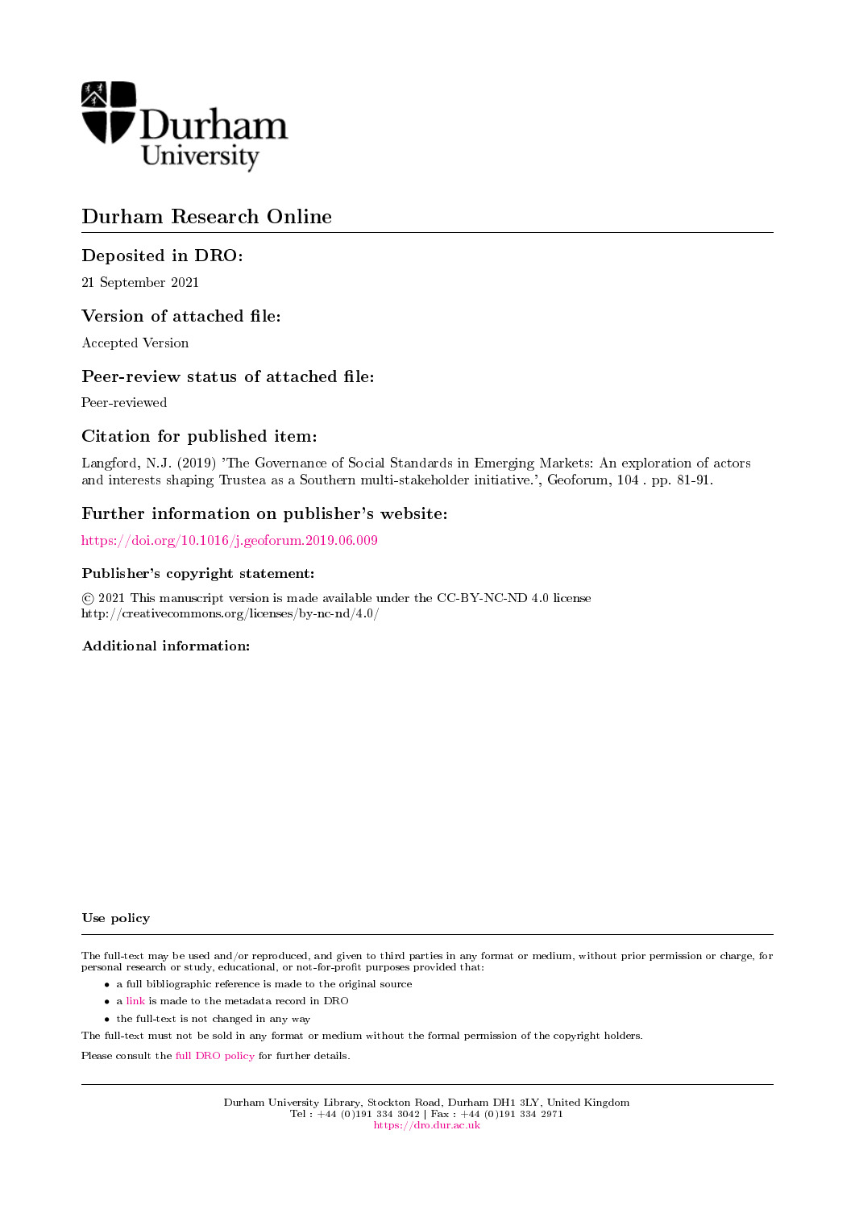# Durham Research Online

## Deposited in DRO:

21 September 2021

## Version of attached file:

Accepted Version

## Peer-review status of attached file:

Peer-reviewed

## Citation for published item:

Langford, N.J. (2019) 'The Governance of Social Standards in Emerging Markets: An exploration of actors and interests shaping Trustea as a Southern multi-stakeholder initiative.', Geoforum, 104 . pp. 81-91.

## Further information on publisher's website:

https://doi.org/10.1016/j.geoforum.2019.06.009

### Publisher's copyright statement:

© 2021 This manuscript version is made available under the CC-BY-NC-ND 4.0 license http://creativecommons.org/licenses/by-nc-nd/4.0/

### Additional information:

### Use policy

The full-text may be used and/or reproduced, and given to third parties in any format or medium, without prior permission or charge, for personal research or study, educational, or not-for-profit purposes provided that:

- a full bibliographic reference is made to the original source
- a link is made to the metadata record in DRO
- the full-text is not changed in any way

The full-text must not be sold in any format or medium without the formal permission of the copyright holders.

Please consult the full DRO policy for further details.

Durham University Library, Stockton Road, Durham DH1 3LY, United Kingdom
Tel : +44 (0)191 334 3042 | Fax : +44 (0)191 334 2971
https://dro.dur.ac.uk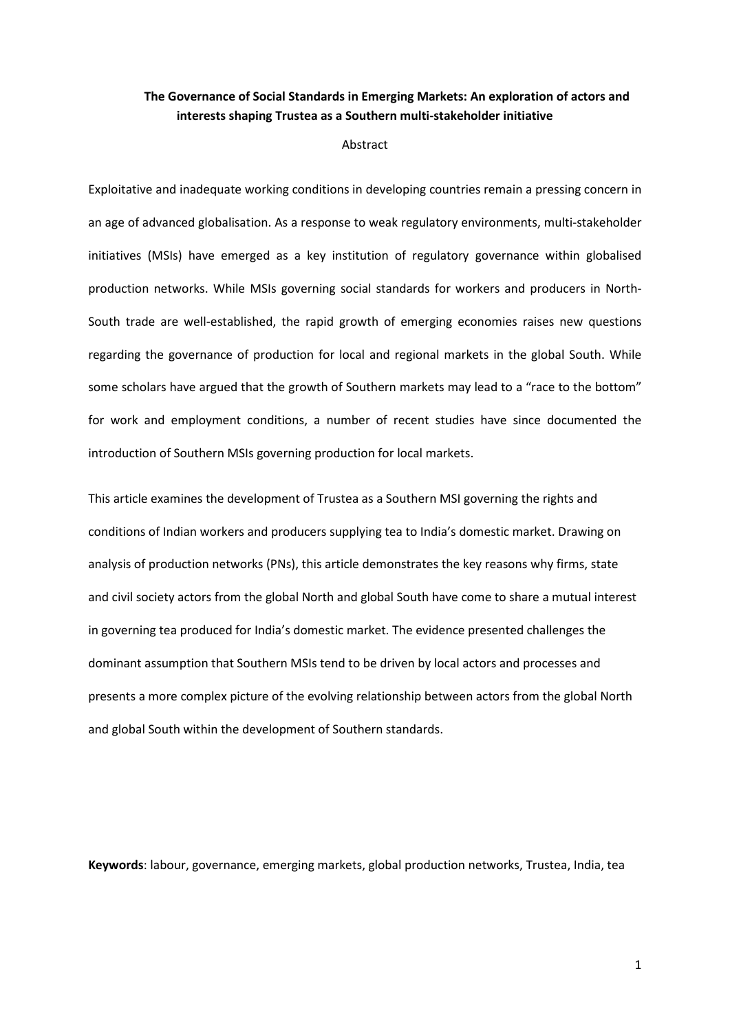**The Governance of Social Standards in Emerging Markets: An exploration of actors and interests shaping Trustea as a Southern multi-stakeholder initiative**

Abstract

Exploitative and inadequate working conditions in developing countries remain a pressing concern in an age of advanced globalisation. As a response to weak regulatory environments, multi-stakeholder initiatives (MSIs) have emerged as a key institution of regulatory governance within globalised production networks. While MSIs governing social standards for workers and producers in North-South trade are well-established, the rapid growth of emerging economies raises new questions regarding the governance of production for local and regional markets in the global South. While some scholars have argued that the growth of Southern markets may lead to a "race to the bottom" for work and employment conditions, a number of recent studies have since documented the introduction of Southern MSIs governing production for local markets.

This article examines the development of Trustea as a Southern MSI governing the rights and conditions of Indian workers and producers supplying tea to India's domestic market. Drawing on analysis of production networks (PNs), this article demonstrates the key reasons why firms, state and civil society actors from the global North and global South have come to share a mutual interest in governing tea produced for India's domestic market. The evidence presented challenges the dominant assumption that Southern MSIs tend to be driven by local actors and processes and presents a more complex picture of the evolving relationship between actors from the global North and global South within the development of Southern standards.

**Keywords**: labour, governance, emerging markets, global production networks, Trustea, India, tea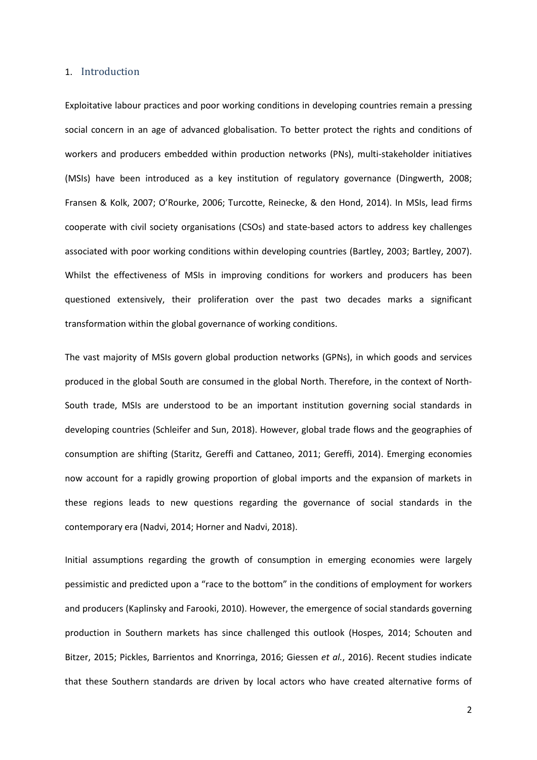## 1. Introduction

Exploitative labour practices and poor working conditions in developing countries remain a pressing social concern in an age of advanced globalisation. To better protect the rights and conditions of workers and producers embedded within production networks (PNs), multi-stakeholder initiatives (MSIs) have been introduced as a key institution of regulatory governance (Dingwerth, 2008; Fransen & Kolk, 2007; O'Rourke, 2006; Turcotte, Reinecke, & den Hond, 2014). In MSIs, lead firms cooperate with civil society organisations (CSOs) and state-based actors to address key challenges associated with poor working conditions within developing countries (Bartley, 2003; Bartley, 2007). Whilst the effectiveness of MSIs in improving conditions for workers and producers has been questioned extensively, their proliferation over the past two decades marks a significant transformation within the global governance of working conditions.

The vast majority of MSIs govern global production networks (GPNs), in which goods and services produced in the global South are consumed in the global North. Therefore, in the context of North-South trade, MSIs are understood to be an important institution governing social standards in developing countries (Schleifer and Sun, 2018). However, global trade flows and the geographies of consumption are shifting (Staritz, Gereffi and Cattaneo, 2011; Gereffi, 2014). Emerging economies now account for a rapidly growing proportion of global imports and the expansion of markets in these regions leads to new questions regarding the governance of social standards in the contemporary era (Nadvi, 2014; Horner and Nadvi, 2018).

Initial assumptions regarding the growth of consumption in emerging economies were largely pessimistic and predicted upon a "race to the bottom" in the conditions of employment for workers and producers (Kaplinsky and Farooki, 2010). However, the emergence of social standards governing production in Southern markets has since challenged this outlook (Hospes, 2014; Schouten and Bitzer, 2015; Pickles, Barrientos and Knorringa, 2016; Giessen *et al.*, 2016). Recent studies indicate that these Southern standards are driven by local actors who have created alternative forms of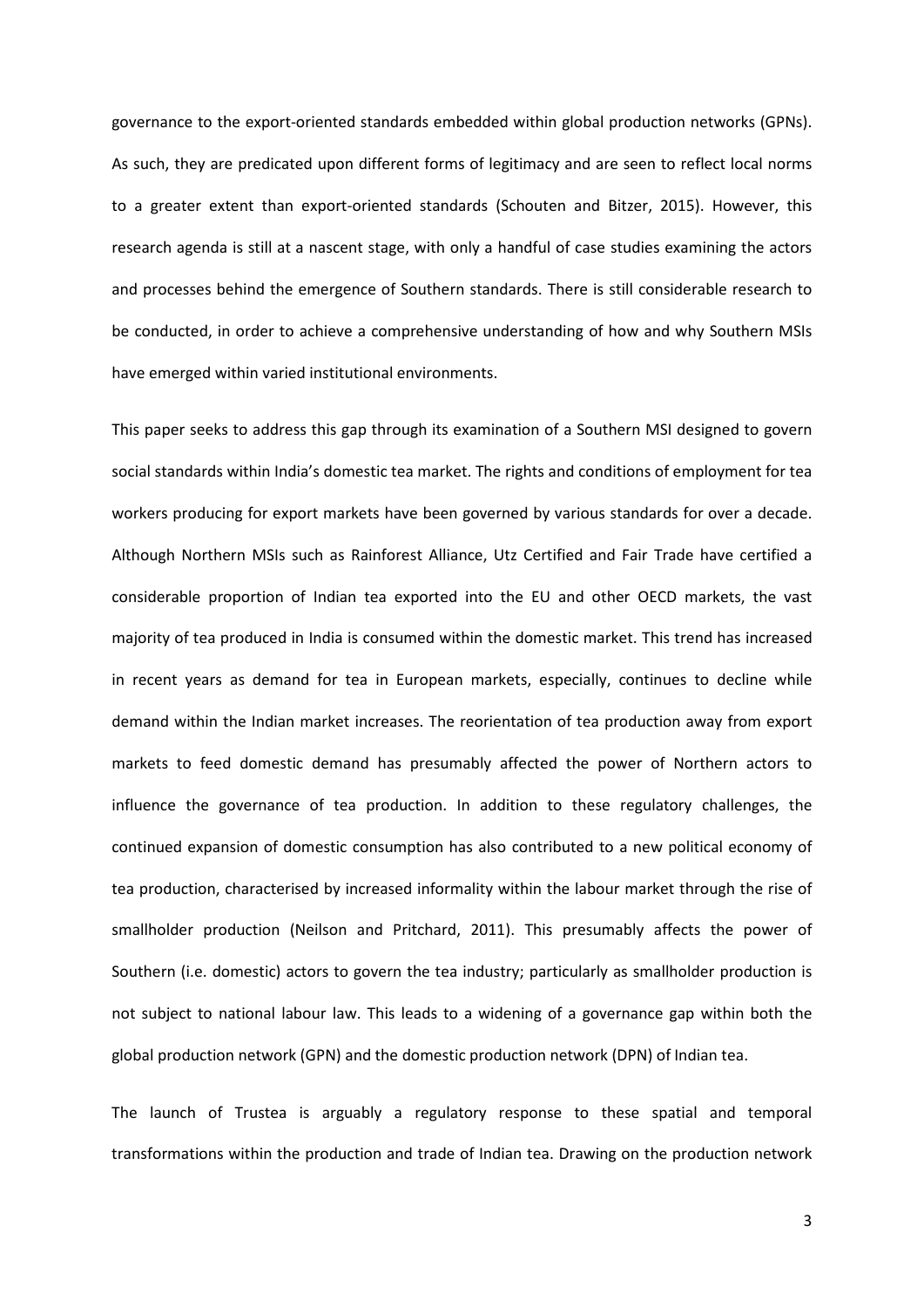governance to the export-oriented standards embedded within global production networks (GPNs). As such, they are predicated upon different forms of legitimacy and are seen to reflect local norms to a greater extent than export-oriented standards (Schouten and Bitzer, 2015). However, this research agenda is still at a nascent stage, with only a handful of case studies examining the actors and processes behind the emergence of Southern standards. There is still considerable research to be conducted, in order to achieve a comprehensive understanding of how and why Southern MSIs have emerged within varied institutional environments.

This paper seeks to address this gap through its examination of a Southern MSI designed to govern social standards within India's domestic tea market. The rights and conditions of employment for tea workers producing for export markets have been governed by various standards for over a decade. Although Northern MSIs such as Rainforest Alliance, Utz Certified and Fair Trade have certified a considerable proportion of Indian tea exported into the EU and other OECD markets, the vast majority of tea produced in India is consumed within the domestic market. This trend has increased in recent years as demand for tea in European markets, especially, continues to decline while demand within the Indian market increases. The reorientation of tea production away from export markets to feed domestic demand has presumably affected the power of Northern actors to influence the governance of tea production. In addition to these regulatory challenges, the continued expansion of domestic consumption has also contributed to a new political economy of tea production, characterised by increased informality within the labour market through the rise of smallholder production (Neilson and Pritchard, 2011). This presumably affects the power of Southern (i.e. domestic) actors to govern the tea industry; particularly as smallholder production is not subject to national labour law. This leads to a widening of a governance gap within both the global production network (GPN) and the domestic production network (DPN) of Indian tea.

The launch of Trustea is arguably a regulatory response to these spatial and temporal transformations within the production and trade of Indian tea. Drawing on the production network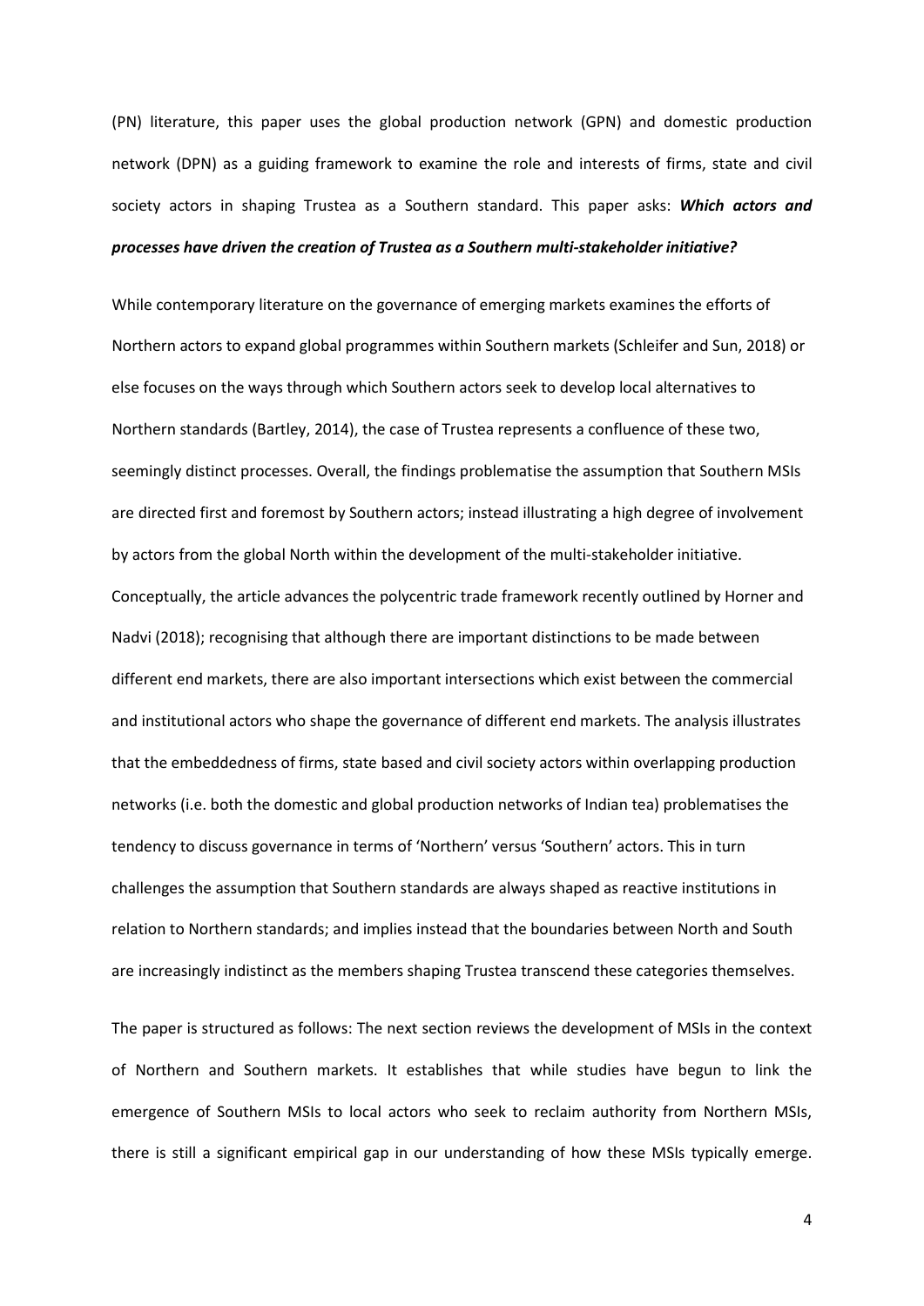(PN) literature, this paper uses the global production network (GPN) and domestic production network (DPN) as a guiding framework to examine the role and interests of firms, state and civil society actors in shaping Trustea as a Southern standard. This paper asks: ***Which actors and processes have driven the creation of Trustea as a Southern multi-stakeholder initiative?***

While contemporary literature on the governance of emerging markets examines the efforts of Northern actors to expand global programmes within Southern markets (Schleifer and Sun, 2018) or else focuses on the ways through which Southern actors seek to develop local alternatives to Northern standards (Bartley, 2014), the case of Trustea represents a confluence of these two, seemingly distinct processes. Overall, the findings problematise the assumption that Southern MSIs are directed first and foremost by Southern actors; instead illustrating a high degree of involvement by actors from the global North within the development of the multi-stakeholder initiative. Conceptually, the article advances the polycentric trade framework recently outlined by Horner and Nadvi (2018); recognising that although there are important distinctions to be made between different end markets, there are also important intersections which exist between the commercial and institutional actors who shape the governance of different end markets. The analysis illustrates that the embeddedness of firms, state based and civil society actors within overlapping production networks (i.e. both the domestic and global production networks of Indian tea) problematises the tendency to discuss governance in terms of 'Northern' versus 'Southern' actors. This in turn challenges the assumption that Southern standards are always shaped as reactive institutions in relation to Northern standards; and implies instead that the boundaries between North and South are increasingly indistinct as the members shaping Trustea transcend these categories themselves.

The paper is structured as follows: The next section reviews the development of MSIs in the context of Northern and Southern markets. It establishes that while studies have begun to link the emergence of Southern MSIs to local actors who seek to reclaim authority from Northern MSIs, there is still a significant empirical gap in our understanding of how these MSIs typically emerge.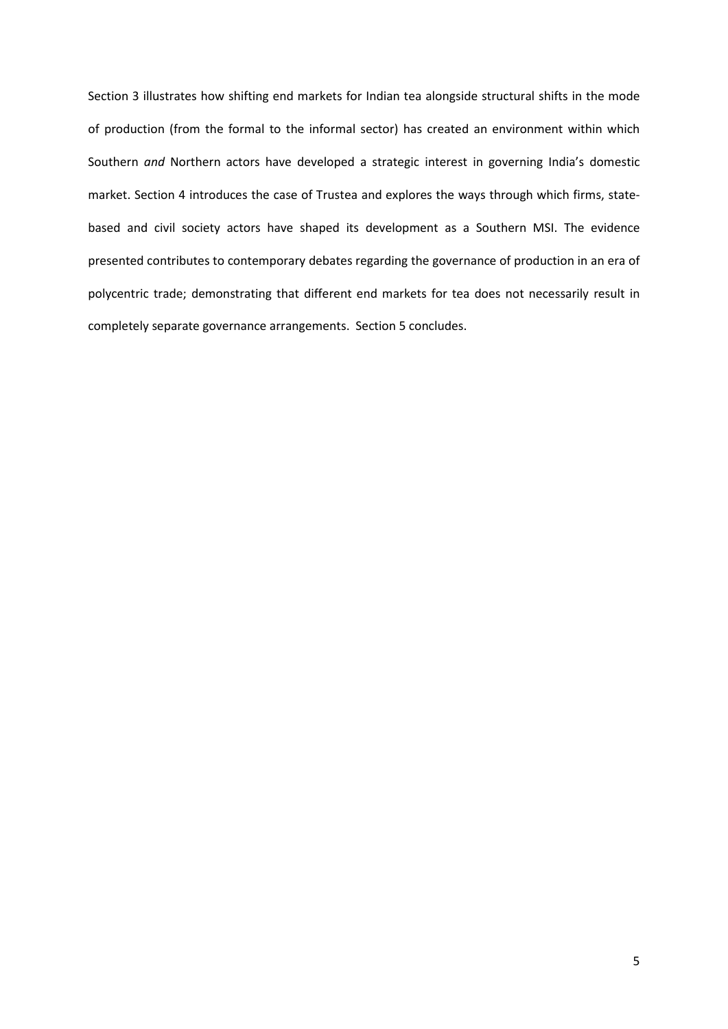Section 3 illustrates how shifting end markets for Indian tea alongside structural shifts in the mode of production (from the formal to the informal sector) has created an environment within which Southern *and* Northern actors have developed a strategic interest in governing India's domestic market. Section 4 introduces the case of Trustea and explores the ways through which firms, state-based and civil society actors have shaped its development as a Southern MSI. The evidence presented contributes to contemporary debates regarding the governance of production in an era of polycentric trade; demonstrating that different end markets for tea does not necessarily result in completely separate governance arrangements. Section 5 concludes.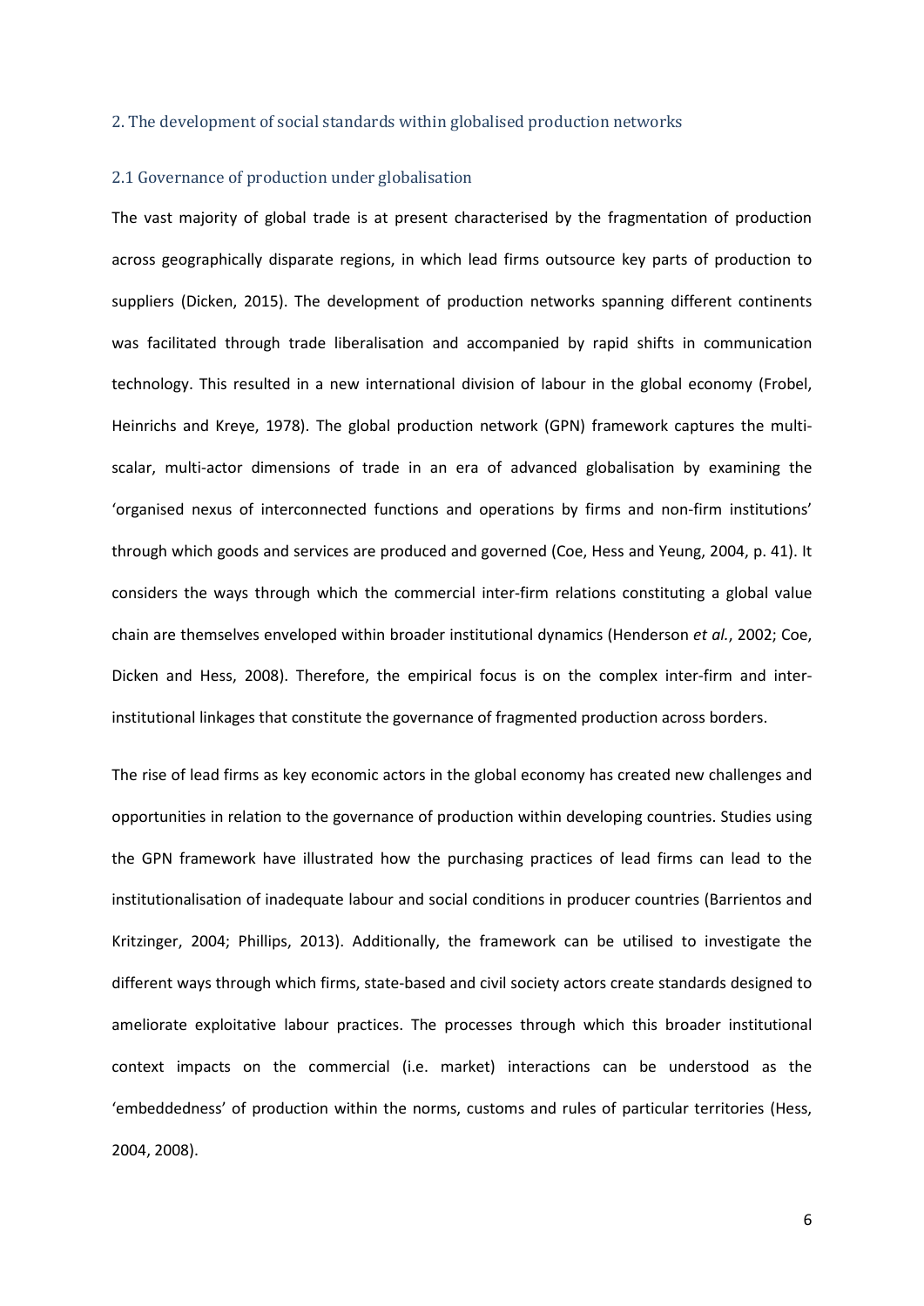## 2. The development of social standards within globalised production networks

### 2.1 Governance of production under globalisation

The vast majority of global trade is at present characterised by the fragmentation of production across geographically disparate regions, in which lead firms outsource key parts of production to suppliers (Dicken, 2015). The development of production networks spanning different continents was facilitated through trade liberalisation and accompanied by rapid shifts in communication technology. This resulted in a new international division of labour in the global economy (Frobel, Heinrichs and Kreye, 1978). The global production network (GPN) framework captures the multi-scalar, multi-actor dimensions of trade in an era of advanced globalisation by examining the 'organised nexus of interconnected functions and operations by firms and non-firm institutions' through which goods and services are produced and governed (Coe, Hess and Yeung, 2004, p. 41). It considers the ways through which the commercial inter-firm relations constituting a global value chain are themselves enveloped within broader institutional dynamics (Henderson *et al.*, 2002; Coe, Dicken and Hess, 2008). Therefore, the empirical focus is on the complex inter-firm and inter-institutional linkages that constitute the governance of fragmented production across borders.

The rise of lead firms as key economic actors in the global economy has created new challenges and opportunities in relation to the governance of production within developing countries. Studies using the GPN framework have illustrated how the purchasing practices of lead firms can lead to the institutionalisation of inadequate labour and social conditions in producer countries (Barrientos and Kritzinger, 2004; Phillips, 2013). Additionally, the framework can be utilised to investigate the different ways through which firms, state-based and civil society actors create standards designed to ameliorate exploitative labour practices. The processes through which this broader institutional context impacts on the commercial (i.e. market) interactions can be understood as the 'embeddedness' of production within the norms, customs and rules of particular territories (Hess, 2004, 2008).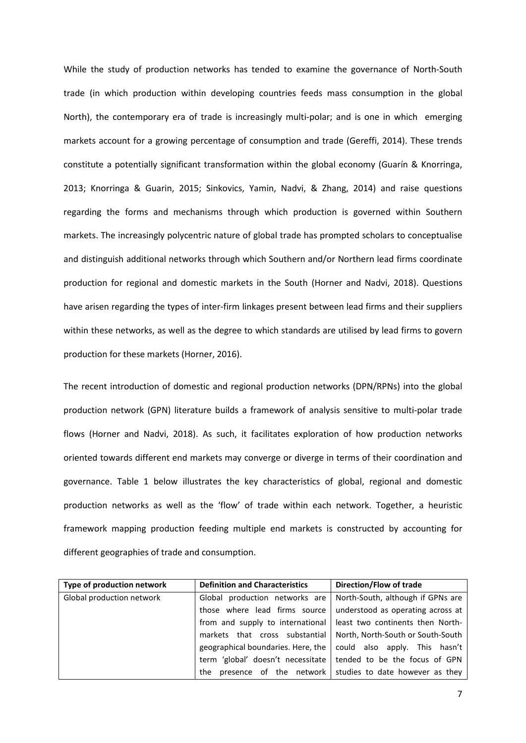While the study of production networks has tended to examine the governance of North-South trade (in which production within developing countries feeds mass consumption in the global North), the contemporary era of trade is increasingly multi-polar; and is one in which emerging markets account for a growing percentage of consumption and trade (Gereffi, 2014). These trends constitute a potentially significant transformation within the global economy (Guarín & Knorringa, 2013; Knorringa & Guarin, 2015; Sinkovics, Yamin, Nadvi, & Zhang, 2014) and raise questions regarding the forms and mechanisms through which production is governed within Southern markets. The increasingly polycentric nature of global trade has prompted scholars to conceptualise and distinguish additional networks through which Southern and/or Northern lead firms coordinate production for regional and domestic markets in the South (Horner and Nadvi, 2018). Questions have arisen regarding the types of inter-firm linkages present between lead firms and their suppliers within these networks, as well as the degree to which standards are utilised by lead firms to govern production for these markets (Horner, 2016).

The recent introduction of domestic and regional production networks (DPN/RPNs) into the global production network (GPN) literature builds a framework of analysis sensitive to multi-polar trade flows (Horner and Nadvi, 2018). As such, it facilitates exploration of how production networks oriented towards different end markets may converge or diverge in terms of their coordination and governance. Table 1 below illustrates the key characteristics of global, regional and domestic production networks as well as the 'flow' of trade within each network. Together, a heuristic framework mapping production feeding multiple end markets is constructed by accounting for different geographies of trade and consumption.

| Type of production network | Definition and Characteristics | Direction/Flow of trade |
|---|---|---|
| Global production network | Global production networks are those where lead firms source from and supply to international markets that cross substantial geographical boundaries. Here, the term 'global' doesn't necessitate the presence of the network | North-South, although if GPNs are understood as operating across at least two continents then North-North, North-South or South-South could also apply. This hasn't tended to be the focus of GPN studies to date however as they |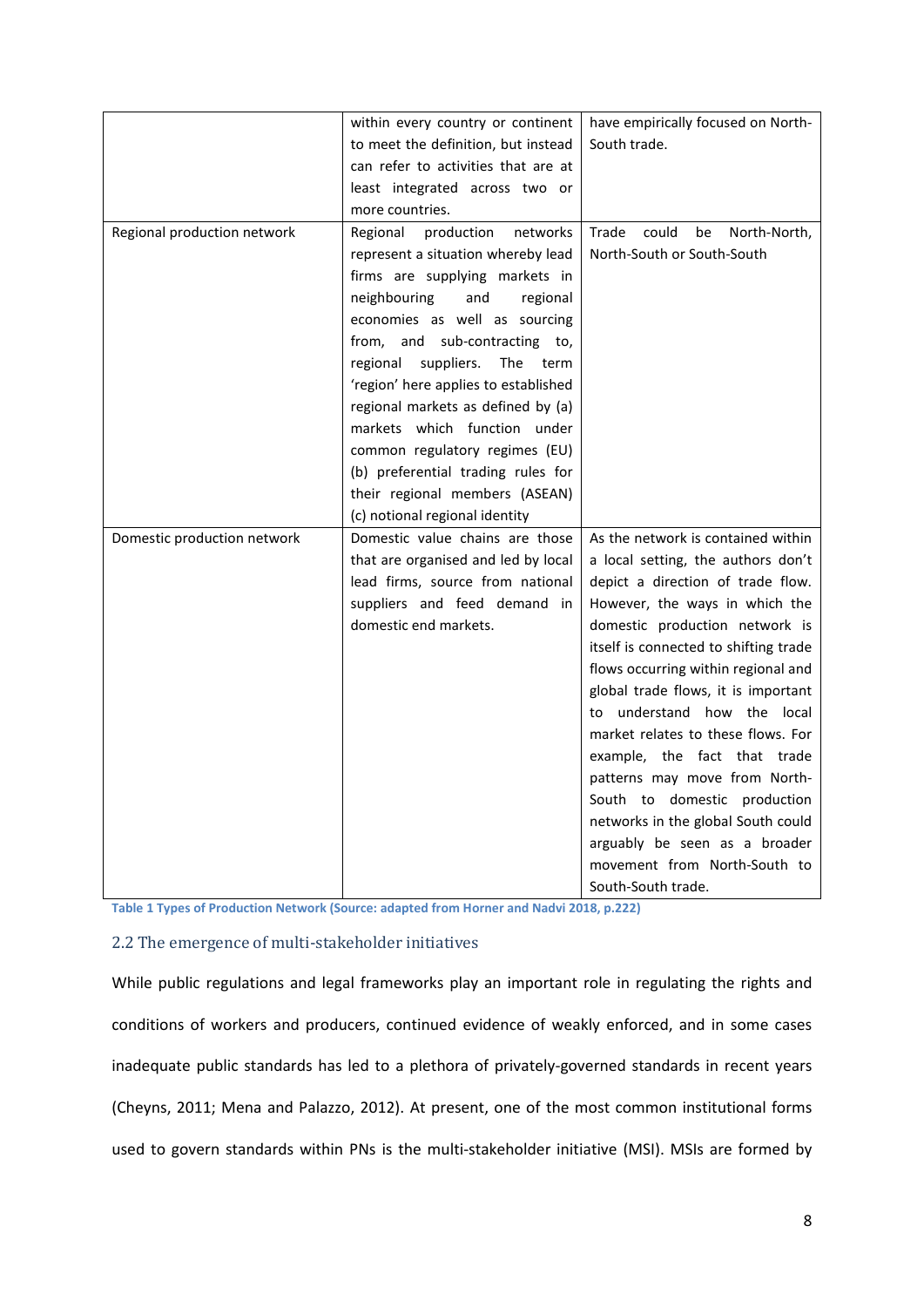| | | |
|---|---|---|
| | within every country or continent to meet the definition, but instead can refer to activities that are at least integrated across two or more countries. | have empirically focused on North-South trade. |
| Regional production network | Regional production networks represent a situation whereby lead firms are supplying markets in neighbouring and regional economies as well as sourcing from, and sub-contracting to, regional suppliers. The term 'region' here applies to established regional markets as defined by (a) markets which function under common regulatory regimes (EU) (b) preferential trading rules for their regional members (ASEAN) (c) notional regional identity | Trade could be North-North, North-South or South-South |
| Domestic production network | Domestic value chains are those that are organised and led by local lead firms, source from national suppliers and feed demand in domestic end markets. | As the network is contained within a local setting, the authors don't depict a direction of trade flow. However, the ways in which the domestic production network is itself is connected to shifting trade flows occurring within regional and global trade flows, it is important to understand how the local market relates to these flows. For example, the fact that trade patterns may move from North-South to domestic production networks in the global South could arguably be seen as a broader movement from North-South to South-South trade. |

**Table 1 Types of Production Network (Source: adapted from Horner and Nadvi 2018, p.222)**

### 2.2 The emergence of multi-stakeholder initiatives

While public regulations and legal frameworks play an important role in regulating the rights and conditions of workers and producers, continued evidence of weakly enforced, and in some cases inadequate public standards has led to a plethora of privately-governed standards in recent years (Cheyns, 2011; Mena and Palazzo, 2012). At present, one of the most common institutional forms used to govern standards within PNs is the multi-stakeholder initiative (MSI). MSIs are formed by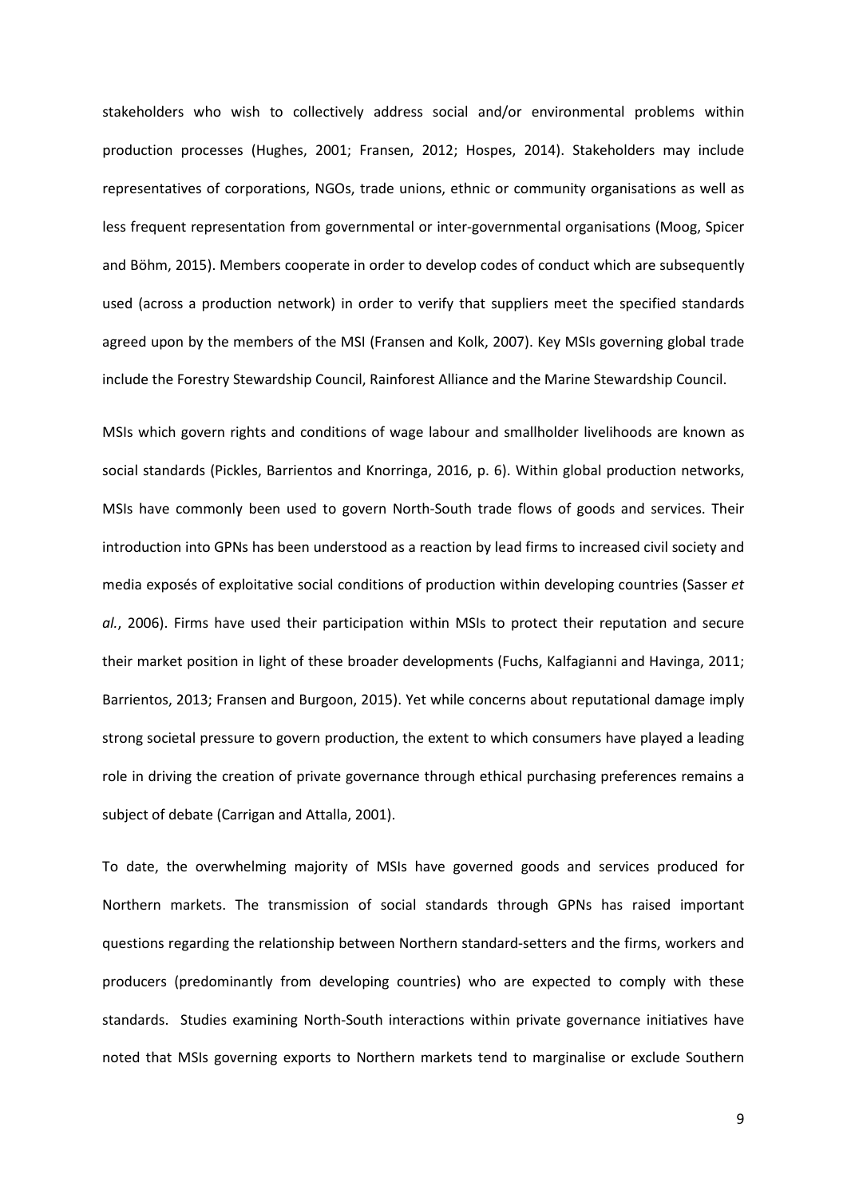stakeholders who wish to collectively address social and/or environmental problems within production processes (Hughes, 2001; Fransen, 2012; Hospes, 2014). Stakeholders may include representatives of corporations, NGOs, trade unions, ethnic or community organisations as well as less frequent representation from governmental or inter-governmental organisations (Moog, Spicer and Böhm, 2015). Members cooperate in order to develop codes of conduct which are subsequently used (across a production network) in order to verify that suppliers meet the specified standards agreed upon by the members of the MSI (Fransen and Kolk, 2007). Key MSIs governing global trade include the Forestry Stewardship Council, Rainforest Alliance and the Marine Stewardship Council.

MSIs which govern rights and conditions of wage labour and smallholder livelihoods are known as social standards (Pickles, Barrientos and Knorringa, 2016, p. 6). Within global production networks, MSIs have commonly been used to govern North-South trade flows of goods and services. Their introduction into GPNs has been understood as a reaction by lead firms to increased civil society and media exposés of exploitative social conditions of production within developing countries (Sasser *et al.*, 2006). Firms have used their participation within MSIs to protect their reputation and secure their market position in light of these broader developments (Fuchs, Kalfagianni and Havinga, 2011; Barrientos, 2013; Fransen and Burgoon, 2015). Yet while concerns about reputational damage imply strong societal pressure to govern production, the extent to which consumers have played a leading role in driving the creation of private governance through ethical purchasing preferences remains a subject of debate (Carrigan and Attalla, 2001).

To date, the overwhelming majority of MSIs have governed goods and services produced for Northern markets. The transmission of social standards through GPNs has raised important questions regarding the relationship between Northern standard-setters and the firms, workers and producers (predominantly from developing countries) who are expected to comply with these standards. Studies examining North-South interactions within private governance initiatives have noted that MSIs governing exports to Northern markets tend to marginalise or exclude Southern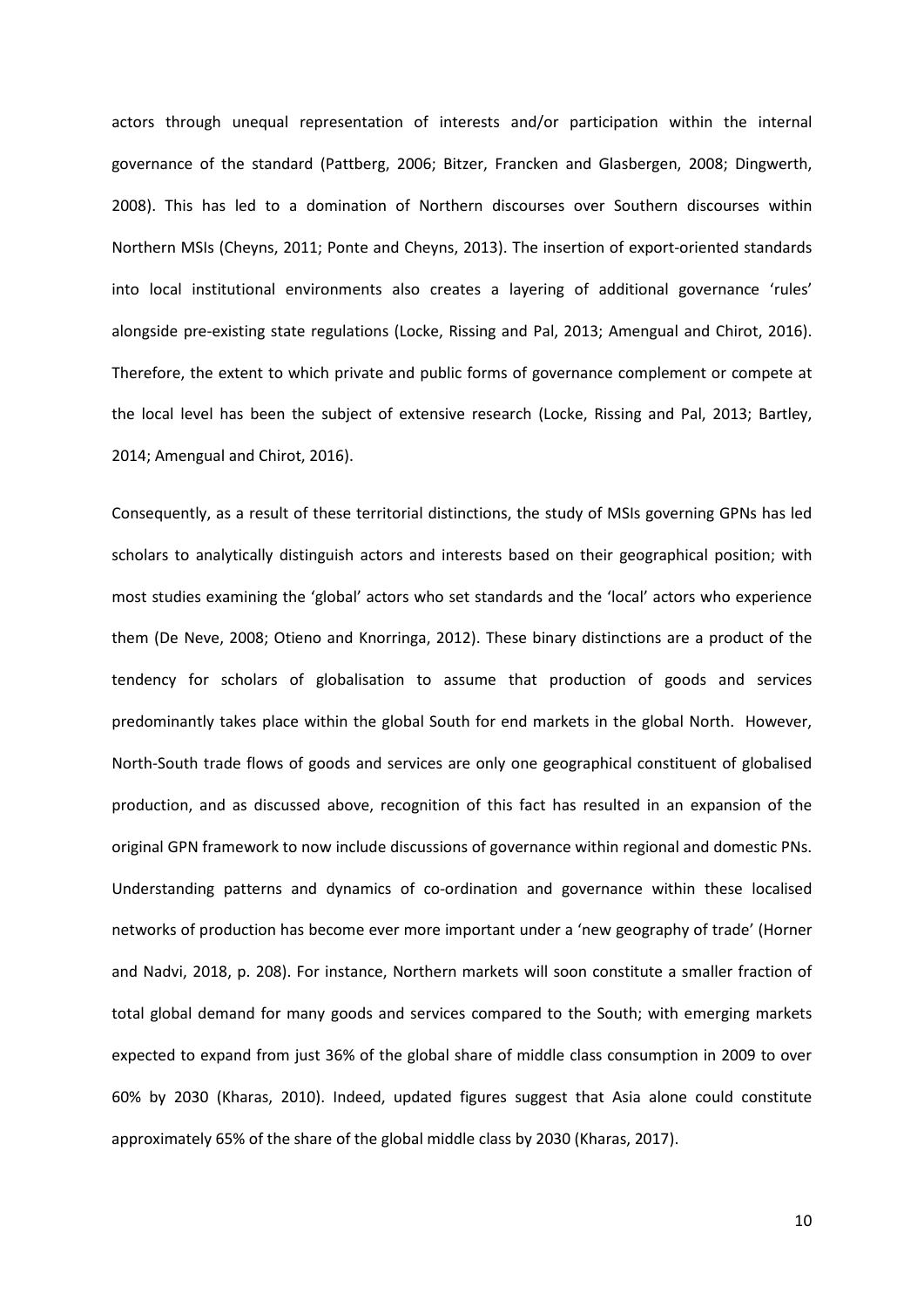actors through unequal representation of interests and/or participation within the internal governance of the standard (Pattberg, 2006; Bitzer, Francken and Glasbergen, 2008; Dingwerth, 2008). This has led to a domination of Northern discourses over Southern discourses within Northern MSIs (Cheyns, 2011; Ponte and Cheyns, 2013). The insertion of export-oriented standards into local institutional environments also creates a layering of additional governance 'rules' alongside pre-existing state regulations (Locke, Rissing and Pal, 2013; Amengual and Chirot, 2016). Therefore, the extent to which private and public forms of governance complement or compete at the local level has been the subject of extensive research (Locke, Rissing and Pal, 2013; Bartley, 2014; Amengual and Chirot, 2016).

Consequently, as a result of these territorial distinctions, the study of MSIs governing GPNs has led scholars to analytically distinguish actors and interests based on their geographical position; with most studies examining the 'global' actors who set standards and the 'local' actors who experience them (De Neve, 2008; Otieno and Knorringa, 2012). These binary distinctions are a product of the tendency for scholars of globalisation to assume that production of goods and services predominantly takes place within the global South for end markets in the global North. However, North-South trade flows of goods and services are only one geographical constituent of globalised production, and as discussed above, recognition of this fact has resulted in an expansion of the original GPN framework to now include discussions of governance within regional and domestic PNs. Understanding patterns and dynamics of co-ordination and governance within these localised networks of production has become ever more important under a 'new geography of trade' (Horner and Nadvi, 2018, p. 208). For instance, Northern markets will soon constitute a smaller fraction of total global demand for many goods and services compared to the South; with emerging markets expected to expand from just 36% of the global share of middle class consumption in 2009 to over 60% by 2030 (Kharas, 2010). Indeed, updated figures suggest that Asia alone could constitute approximately 65% of the share of the global middle class by 2030 (Kharas, 2017).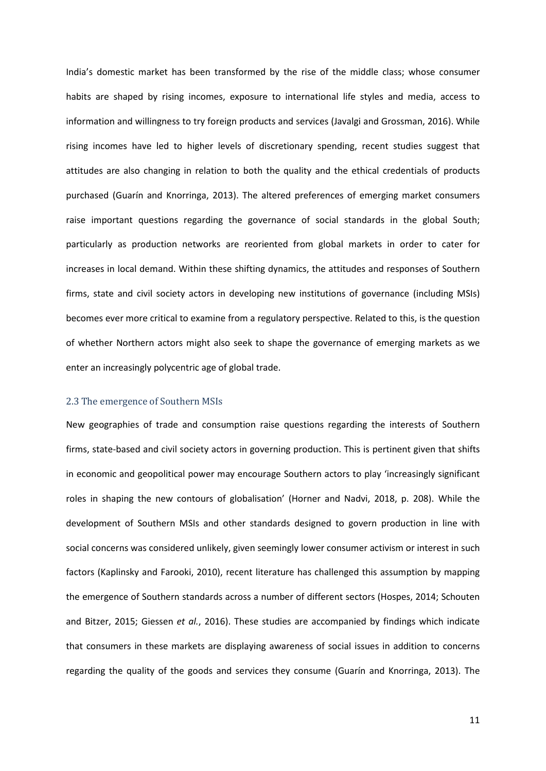India's domestic market has been transformed by the rise of the middle class; whose consumer habits are shaped by rising incomes, exposure to international life styles and media, access to information and willingness to try foreign products and services (Javalgi and Grossman, 2016). While rising incomes have led to higher levels of discretionary spending, recent studies suggest that attitudes are also changing in relation to both the quality and the ethical credentials of products purchased (Guarín and Knorringa, 2013). The altered preferences of emerging market consumers raise important questions regarding the governance of social standards in the global South; particularly as production networks are reoriented from global markets in order to cater for increases in local demand. Within these shifting dynamics, the attitudes and responses of Southern firms, state and civil society actors in developing new institutions of governance (including MSIs) becomes ever more critical to examine from a regulatory perspective. Related to this, is the question of whether Northern actors might also seek to shape the governance of emerging markets as we enter an increasingly polycentric age of global trade.

### 2.3 The emergence of Southern MSIs

New geographies of trade and consumption raise questions regarding the interests of Southern firms, state-based and civil society actors in governing production. This is pertinent given that shifts in economic and geopolitical power may encourage Southern actors to play 'increasingly significant roles in shaping the new contours of globalisation' (Horner and Nadvi, 2018, p. 208). While the development of Southern MSIs and other standards designed to govern production in line with social concerns was considered unlikely, given seemingly lower consumer activism or interest in such factors (Kaplinsky and Farooki, 2010), recent literature has challenged this assumption by mapping the emergence of Southern standards across a number of different sectors (Hospes, 2014; Schouten and Bitzer, 2015; Giessen *et al.*, 2016). These studies are accompanied by findings which indicate that consumers in these markets are displaying awareness of social issues in addition to concerns regarding the quality of the goods and services they consume (Guarín and Knorringa, 2013). The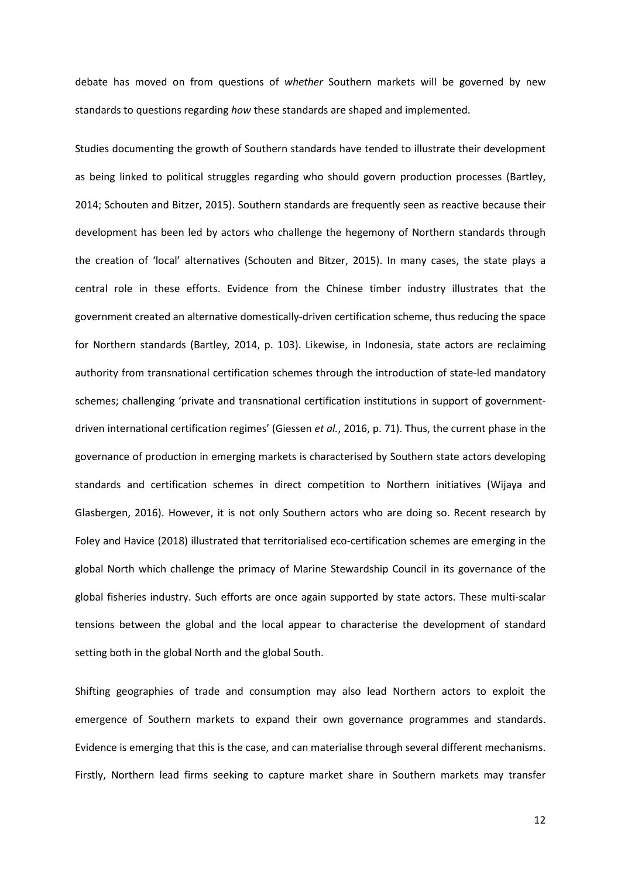debate has moved on from questions of *whether* Southern markets will be governed by new standards to questions regarding *how* these standards are shaped and implemented.

Studies documenting the growth of Southern standards have tended to illustrate their development as being linked to political struggles regarding who should govern production processes (Bartley, 2014; Schouten and Bitzer, 2015). Southern standards are frequently seen as reactive because their development has been led by actors who challenge the hegemony of Northern standards through the creation of 'local' alternatives (Schouten and Bitzer, 2015). In many cases, the state plays a central role in these efforts. Evidence from the Chinese timber industry illustrates that the government created an alternative domestically-driven certification scheme, thus reducing the space for Northern standards (Bartley, 2014, p. 103). Likewise, in Indonesia, state actors are reclaiming authority from transnational certification schemes through the introduction of state-led mandatory schemes; challenging 'private and transnational certification institutions in support of government-driven international certification regimes' (Giessen *et al.*, 2016, p. 71). Thus, the current phase in the governance of production in emerging markets is characterised by Southern state actors developing standards and certification schemes in direct competition to Northern initiatives (Wijaya and Glasbergen, 2016). However, it is not only Southern actors who are doing so. Recent research by Foley and Havice (2018) illustrated that territorialised eco-certification schemes are emerging in the global North which challenge the primacy of Marine Stewardship Council in its governance of the global fisheries industry. Such efforts are once again supported by state actors. These multi-scalar tensions between the global and the local appear to characterise the development of standard setting both in the global North and the global South.

Shifting geographies of trade and consumption may also lead Northern actors to exploit the emergence of Southern markets to expand their own governance programmes and standards. Evidence is emerging that this is the case, and can materialise through several different mechanisms. Firstly, Northern lead firms seeking to capture market share in Southern markets may transfer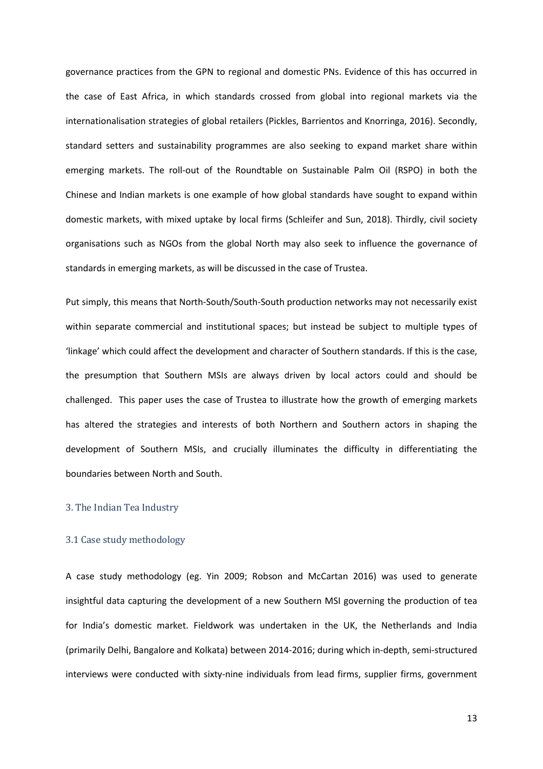governance practices from the GPN to regional and domestic PNs. Evidence of this has occurred in the case of East Africa, in which standards crossed from global into regional markets via the internationalisation strategies of global retailers (Pickles, Barrientos and Knorringa, 2016). Secondly, standard setters and sustainability programmes are also seeking to expand market share within emerging markets. The roll-out of the Roundtable on Sustainable Palm Oil (RSPO) in both the Chinese and Indian markets is one example of how global standards have sought to expand within domestic markets, with mixed uptake by local firms (Schleifer and Sun, 2018). Thirdly, civil society organisations such as NGOs from the global North may also seek to influence the governance of standards in emerging markets, as will be discussed in the case of Trustea.

Put simply, this means that North-South/South-South production networks may not necessarily exist within separate commercial and institutional spaces; but instead be subject to multiple types of 'linkage' which could affect the development and character of Southern standards. If this is the case, the presumption that Southern MSIs are always driven by local actors could and should be challenged. This paper uses the case of Trustea to illustrate how the growth of emerging markets has altered the strategies and interests of both Northern and Southern actors in shaping the development of Southern MSIs, and crucially illuminates the difficulty in differentiating the boundaries between North and South.

## 3. The Indian Tea Industry

### 3.1 Case study methodology

A case study methodology (eg. Yin 2009; Robson and McCartan 2016) was used to generate insightful data capturing the development of a new Southern MSI governing the production of tea for India's domestic market. Fieldwork was undertaken in the UK, the Netherlands and India (primarily Delhi, Bangalore and Kolkata) between 2014-2016; during which in-depth, semi-structured interviews were conducted with sixty-nine individuals from lead firms, supplier firms, government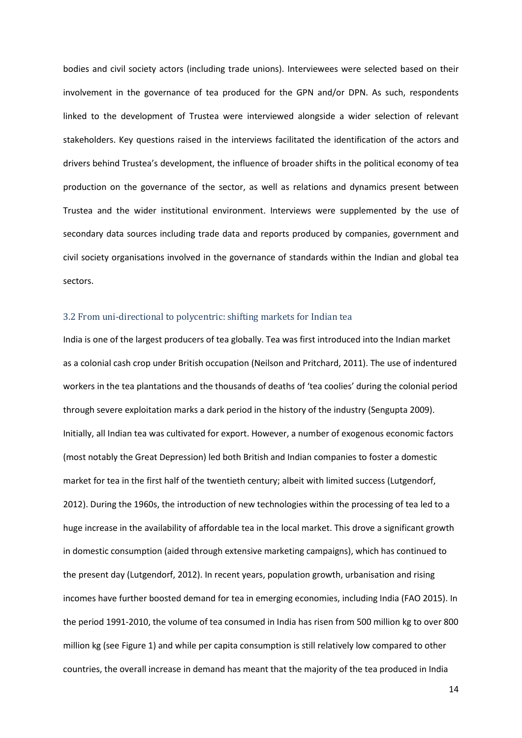bodies and civil society actors (including trade unions). Interviewees were selected based on their involvement in the governance of tea produced for the GPN and/or DPN. As such, respondents linked to the development of Trustea were interviewed alongside a wider selection of relevant stakeholders. Key questions raised in the interviews facilitated the identification of the actors and drivers behind Trustea's development, the influence of broader shifts in the political economy of tea production on the governance of the sector, as well as relations and dynamics present between Trustea and the wider institutional environment. Interviews were supplemented by the use of secondary data sources including trade data and reports produced by companies, government and civil society organisations involved in the governance of standards within the Indian and global tea sectors.

### 3.2 From uni-directional to polycentric: shifting markets for Indian tea

India is one of the largest producers of tea globally. Tea was first introduced into the Indian market as a colonial cash crop under British occupation (Neilson and Pritchard, 2011). The use of indentured workers in the tea plantations and the thousands of deaths of 'tea coolies' during the colonial period through severe exploitation marks a dark period in the history of the industry (Sengupta 2009). Initially, all Indian tea was cultivated for export. However, a number of exogenous economic factors (most notably the Great Depression) led both British and Indian companies to foster a domestic market for tea in the first half of the twentieth century; albeit with limited success (Lutgendorf, 2012). During the 1960s, the introduction of new technologies within the processing of tea led to a huge increase in the availability of affordable tea in the local market. This drove a significant growth in domestic consumption (aided through extensive marketing campaigns), which has continued to the present day (Lutgendorf, 2012). In recent years, population growth, urbanisation and rising incomes have further boosted demand for tea in emerging economies, including India (FAO 2015). In the period 1991-2010, the volume of tea consumed in India has risen from 500 million kg to over 800 million kg (see Figure 1) and while per capita consumption is still relatively low compared to other countries, the overall increase in demand has meant that the majority of the tea produced in India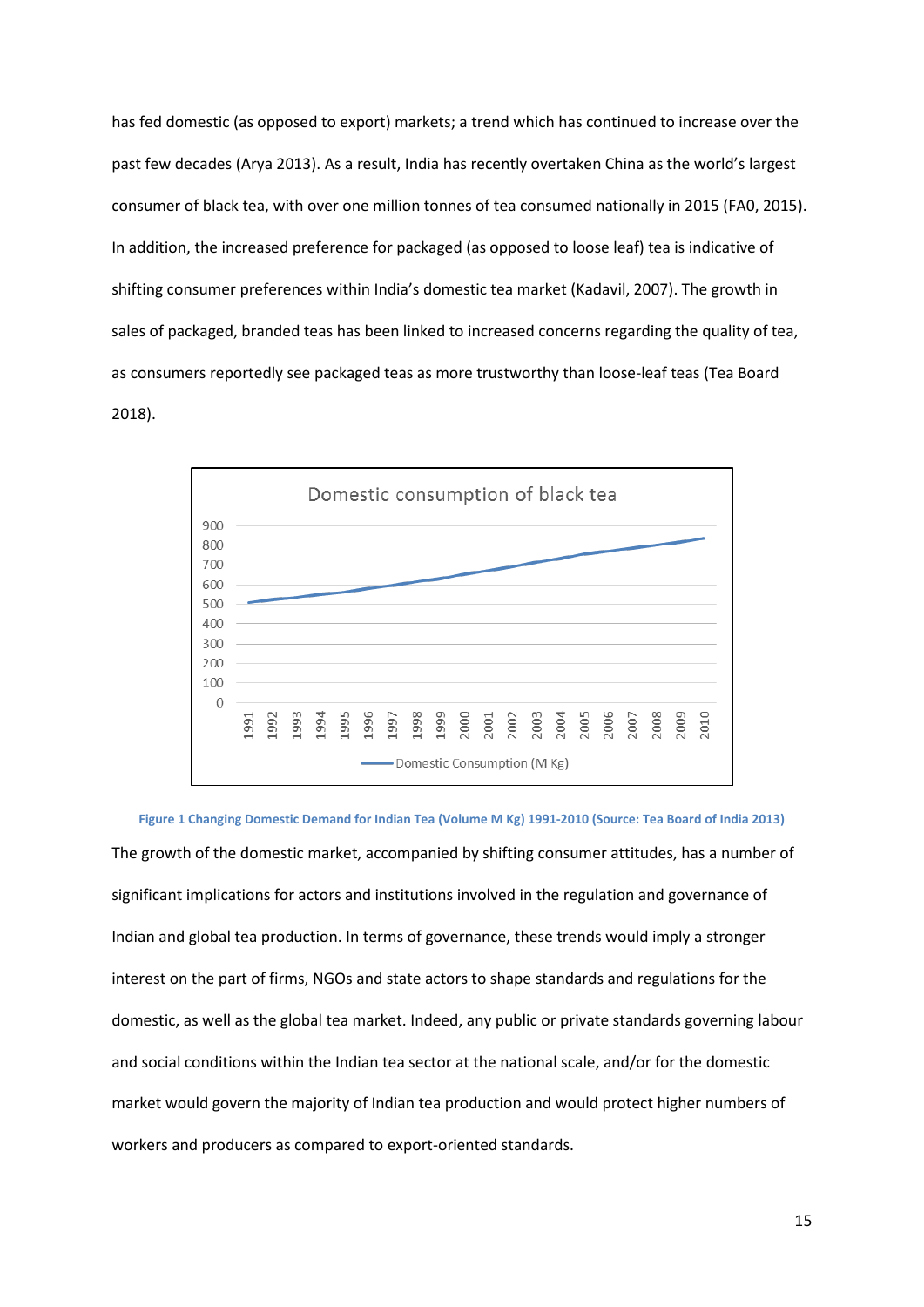has fed domestic (as opposed to export) markets; a trend which has continued to increase over the past few decades (Arya 2013). As a result, India has recently overtaken China as the world's largest consumer of black tea, with over one million tonnes of tea consumed nationally in 2015 (FA0, 2015). In addition, the increased preference for packaged (as opposed to loose leaf) tea is indicative of shifting consumer preferences within India's domestic tea market (Kadavil, 2007). The growth in sales of packaged, branded teas has been linked to increased concerns regarding the quality of tea, as consumers reportedly see packaged teas as more trustworthy than loose-leaf teas (Tea Board 2018).

**Figure 1 Changing Domestic Demand for Indian Tea (Volume M Kg) 1991-2010 (Source: Tea Board of India 2013)**

The growth of the domestic market, accompanied by shifting consumer attitudes, has a number of significant implications for actors and institutions involved in the regulation and governance of Indian and global tea production. In terms of governance, these trends would imply a stronger interest on the part of firms, NGOs and state actors to shape standards and regulations for the domestic, as well as the global tea market. Indeed, any public or private standards governing labour and social conditions within the Indian tea sector at the national scale, and/or for the domestic market would govern the majority of Indian tea production and would protect higher numbers of workers and producers as compared to export-oriented standards.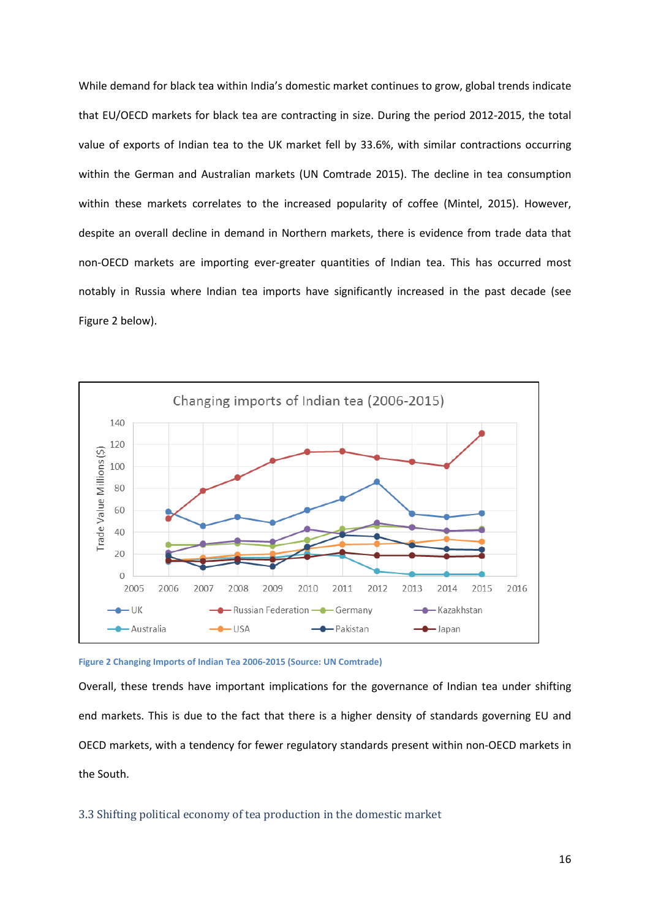While demand for black tea within India's domestic market continues to grow, global trends indicate that EU/OECD markets for black tea are contracting in size. During the period 2012-2015, the total value of exports of Indian tea to the UK market fell by 33.6%, with similar contractions occurring within the German and Australian markets (UN Comtrade 2015). The decline in tea consumption within these markets correlates to the increased popularity of coffee (Mintel, 2015). However, despite an overall decline in demand in Northern markets, there is evidence from trade data that non-OECD markets are importing ever-greater quantities of Indian tea. This has occurred most notably in Russia where Indian tea imports have significantly increased in the past decade (see Figure 2 below).

**Figure 2 Changing Imports of Indian Tea 2006-2015 (Source: UN Comtrade)**

Overall, these trends have important implications for the governance of Indian tea under shifting end markets. This is due to the fact that there is a higher density of standards governing EU and OECD markets, with a tendency for fewer regulatory standards present within non-OECD markets in the South.

### 3.3 Shifting political economy of tea production in the domestic market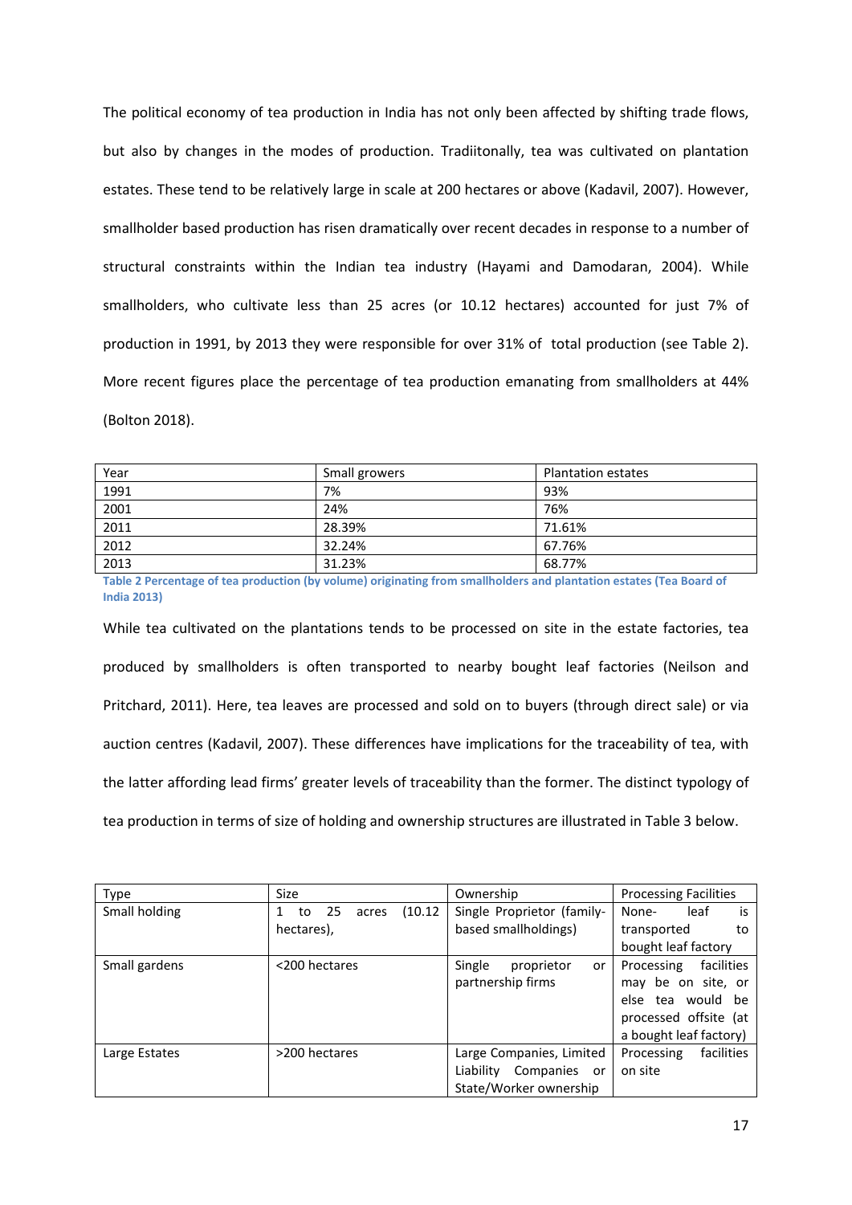The political economy of tea production in India has not only been affected by shifting trade flows, but also by changes in the modes of production. Tradiitonally, tea was cultivated on plantation estates. These tend to be relatively large in scale at 200 hectares or above (Kadavil, 2007). However, smallholder based production has risen dramatically over recent decades in response to a number of structural constraints within the Indian tea industry (Hayami and Damodaran, 2004). While smallholders, who cultivate less than 25 acres (or 10.12 hectares) accounted for just 7% of production in 1991, by 2013 they were responsible for over 31% of total production (see Table 2). More recent figures place the percentage of tea production emanating from smallholders at 44% (Bolton 2018).

| Year | Small growers | Plantation estates |
|---|---|---|
| 1991 | 7% | 93% |
| 2001 | 24% | 76% |
| 2011 | 28.39% | 71.61% |
| 2012 | 32.24% | 67.76% |
| 2013 | 31.23% | 68.77% |

**Table 2 Percentage of tea production (by volume) originating from smallholders and plantation estates (Tea Board of India 2013)**

While tea cultivated on the plantations tends to be processed on site in the estate factories, tea produced by smallholders is often transported to nearby bought leaf factories (Neilson and Pritchard, 2011). Here, tea leaves are processed and sold on to buyers (through direct sale) or via auction centres (Kadavil, 2007). These differences have implications for the traceability of tea, with the latter affording lead firms' greater levels of traceability than the former. The distinct typology of tea production in terms of size of holding and ownership structures are illustrated in Table 3 below.

| Type | Size | Ownership | Processing Facilities |
|---|---|---|---|
| Small holding | 1 to 25 acres (10.12 hectares), | Single Proprietor (family-based smallholdings) | None- leaf is transported to bought leaf factory |
| Small gardens | <200 hectares | Single proprietor or partnership firms | Processing facilities may be on site, or else tea would be processed offsite (at a bought leaf factory) |
| Large Estates | >200 hectares | Large Companies, Limited Liability Companies or State/Worker ownership | Processing facilities on site |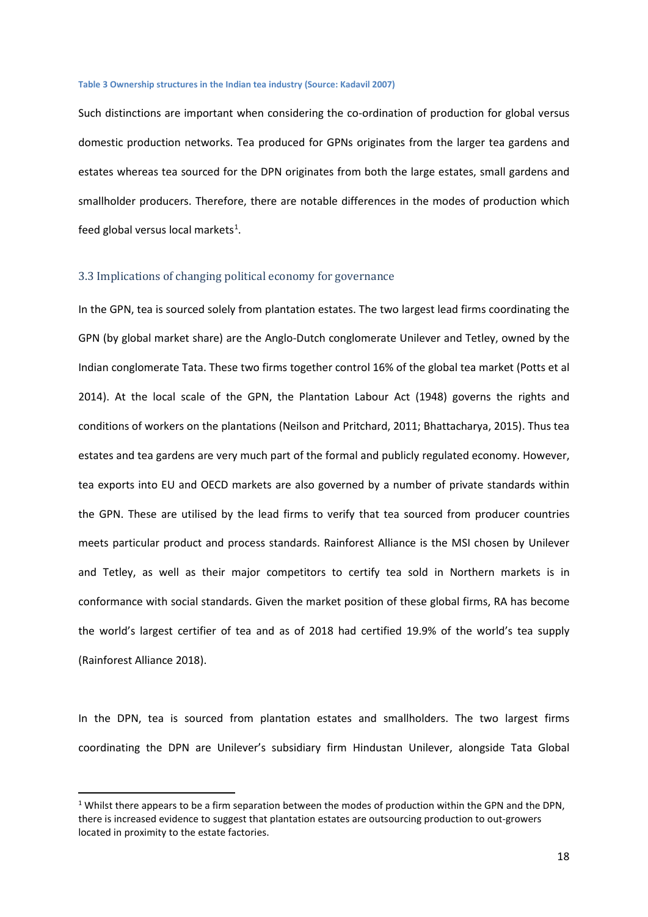**Table 3 Ownership structures in the Indian tea industry (Source: Kadavil 2007)**

Such distinctions are important when considering the co-ordination of production for global versus domestic production networks. Tea produced for GPNs originates from the larger tea gardens and estates whereas tea sourced for the DPN originates from both the large estates, small gardens and smallholder producers. Therefore, there are notable differences in the modes of production which feed global versus local markets[1].

### 3.3 Implications of changing political economy for governance

In the GPN, tea is sourced solely from plantation estates. The two largest lead firms coordinating the GPN (by global market share) are the Anglo-Dutch conglomerate Unilever and Tetley, owned by the Indian conglomerate Tata. These two firms together control 16% of the global tea market (Potts et al 2014). At the local scale of the GPN, the Plantation Labour Act (1948) governs the rights and conditions of workers on the plantations (Neilson and Pritchard, 2011; Bhattacharya, 2015). Thus tea estates and tea gardens are very much part of the formal and publicly regulated economy. However, tea exports into EU and OECD markets are also governed by a number of private standards within the GPN. These are utilised by the lead firms to verify that tea sourced from producer countries meets particular product and process standards. Rainforest Alliance is the MSI chosen by Unilever and Tetley, as well as their major competitors to certify tea sold in Northern markets is in conformance with social standards. Given the market position of these global firms, RA has become the world's largest certifier of tea and as of 2018 had certified 19.9% of the world's tea supply (Rainforest Alliance 2018).

In the DPN, tea is sourced from plantation estates and smallholders. The two largest firms coordinating the DPN are Unilever's subsidiary firm Hindustan Unilever, alongside Tata Global

[1] Whilst there appears to be a firm separation between the modes of production within the GPN and the DPN, there is increased evidence to suggest that plantation estates are outsourcing production to out-growers located in proximity to the estate factories.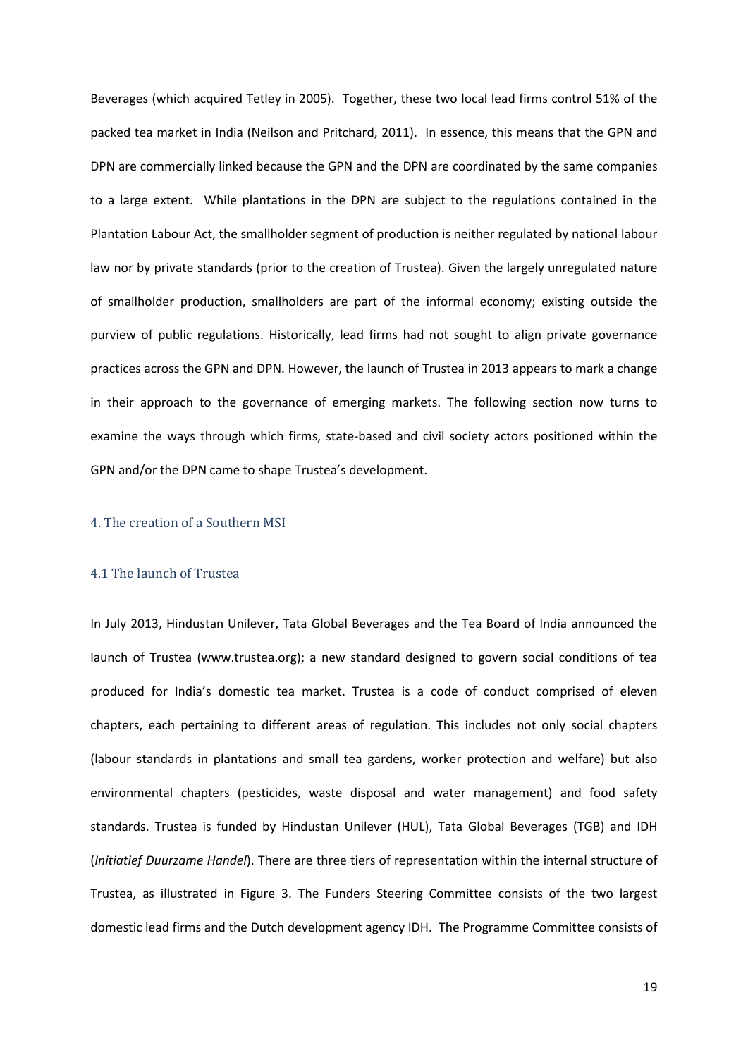Beverages (which acquired Tetley in 2005). Together, these two local lead firms control 51% of the packed tea market in India (Neilson and Pritchard, 2011). In essence, this means that the GPN and DPN are commercially linked because the GPN and the DPN are coordinated by the same companies to a large extent. While plantations in the DPN are subject to the regulations contained in the Plantation Labour Act, the smallholder segment of production is neither regulated by national labour law nor by private standards (prior to the creation of Trustea). Given the largely unregulated nature of smallholder production, smallholders are part of the informal economy; existing outside the purview of public regulations. Historically, lead firms had not sought to align private governance practices across the GPN and DPN. However, the launch of Trustea in 2013 appears to mark a change in their approach to the governance of emerging markets. The following section now turns to examine the ways through which firms, state-based and civil society actors positioned within the GPN and/or the DPN came to shape Trustea's development.

## 4. The creation of a Southern MSI

### 4.1 The launch of Trustea

In July 2013, Hindustan Unilever, Tata Global Beverages and the Tea Board of India announced the launch of Trustea (www.trustea.org); a new standard designed to govern social conditions of tea produced for India's domestic tea market. Trustea is a code of conduct comprised of eleven chapters, each pertaining to different areas of regulation. This includes not only social chapters (labour standards in plantations and small tea gardens, worker protection and welfare) but also environmental chapters (pesticides, waste disposal and water management) and food safety standards. Trustea is funded by Hindustan Unilever (HUL), Tata Global Beverages (TGB) and IDH (*Initiatief Duurzame Handel*). There are three tiers of representation within the internal structure of Trustea, as illustrated in Figure 3. The Funders Steering Committee consists of the two largest domestic lead firms and the Dutch development agency IDH. The Programme Committee consists of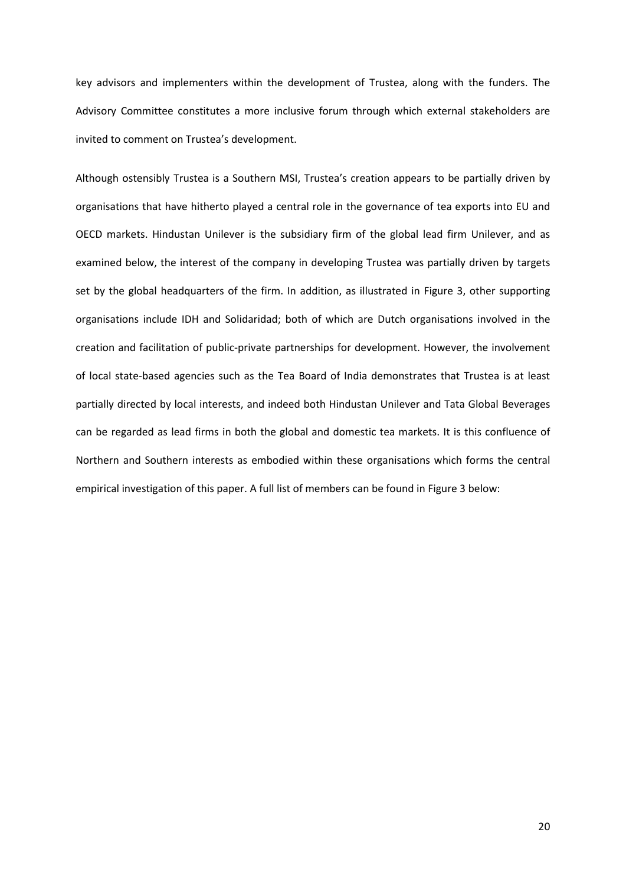key advisors and implementers within the development of Trustea, along with the funders. The Advisory Committee constitutes a more inclusive forum through which external stakeholders are invited to comment on Trustea's development.

Although ostensibly Trustea is a Southern MSI, Trustea's creation appears to be partially driven by organisations that have hitherto played a central role in the governance of tea exports into EU and OECD markets. Hindustan Unilever is the subsidiary firm of the global lead firm Unilever, and as examined below, the interest of the company in developing Trustea was partially driven by targets set by the global headquarters of the firm. In addition, as illustrated in Figure 3, other supporting organisations include IDH and Solidaridad; both of which are Dutch organisations involved in the creation and facilitation of public-private partnerships for development. However, the involvement of local state-based agencies such as the Tea Board of India demonstrates that Trustea is at least partially directed by local interests, and indeed both Hindustan Unilever and Tata Global Beverages can be regarded as lead firms in both the global and domestic tea markets. It is this confluence of Northern and Southern interests as embodied within these organisations which forms the central empirical investigation of this paper. A full list of members can be found in Figure 3 below: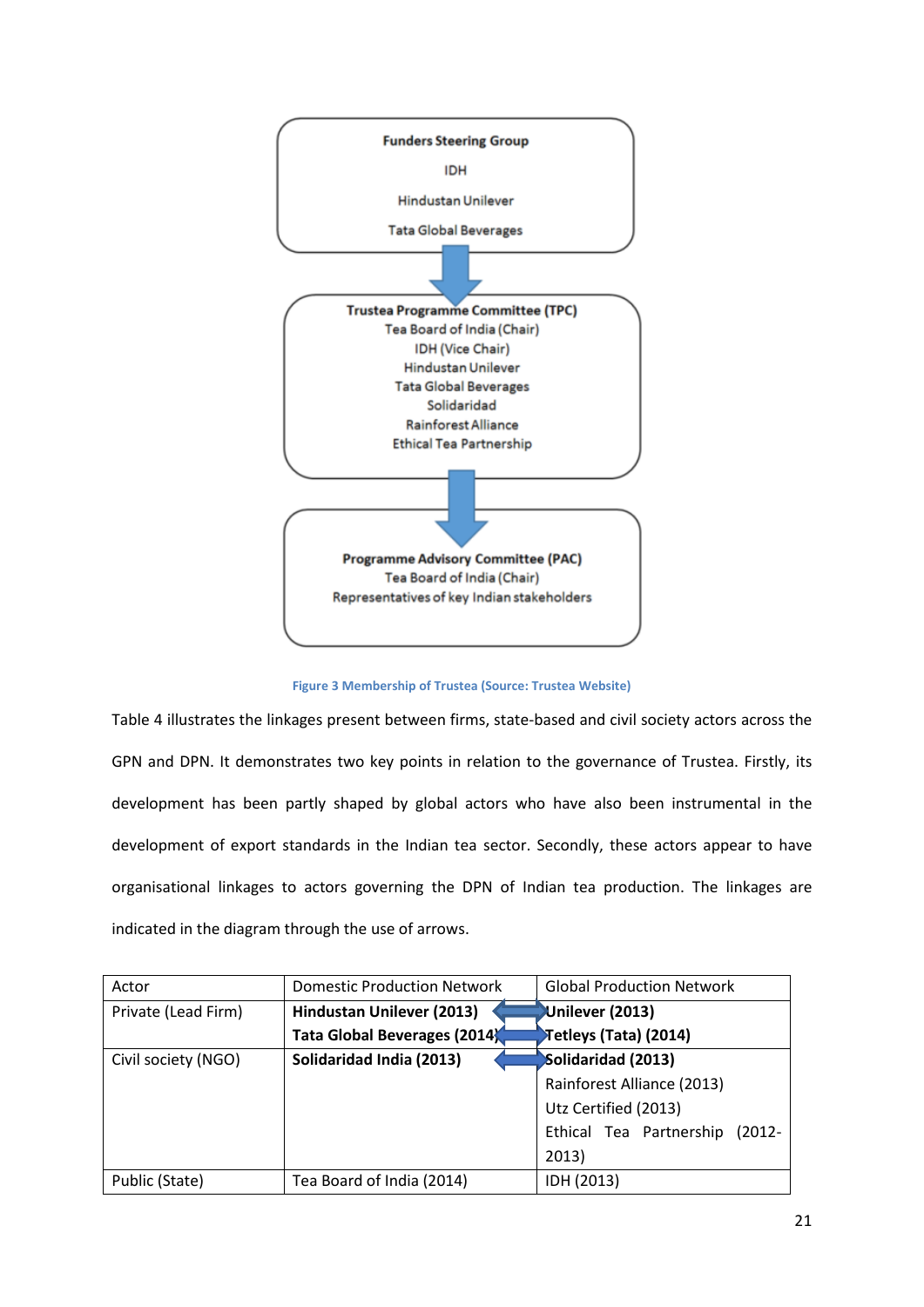**Funders Steering Group**

IDH

Hindustan Unilever

Tata Global Beverages

**Trustea Programme Committee (TPC)**

Tea Board of India (Chair)

IDH (Vice Chair)

Hindustan Unilever

Tata Global Beverages

Solidaridad

Rainforest Alliance

Ethical Tea Partnership

**Programme Advisory Committee (PAC)**

Tea Board of India (Chair)

Representatives of key Indian stakeholders

Figure 3 Membership of Trustea (Source: Trustea Website)

Table 4 illustrates the linkages present between firms, state-based and civil society actors across the GPN and DPN. It demonstrates two key points in relation to the governance of Trustea. Firstly, its development has been partly shaped by global actors who have also been instrumental in the development of export standards in the Indian tea sector. Secondly, these actors appear to have organisational linkages to actors governing the DPN of Indian tea production. The linkages are indicated in the diagram through the use of arrows.

| Actor | Domestic Production Network | Global Production Network |
|---|---|---|
| Private (Lead Firm) | **Hindustan Unilever (2013)** ⟷<br>**Tata Global Beverages (2014)** ⟷ | **Unilever (2013)**<br>**Tetleys (Tata) (2014)** |
| Civil society (NGO) | **Solidaridad India (2013)** ⟷ | **Solidaridad (2013)**<br>Rainforest Alliance (2013)<br>Utz Certified (2013)<br>Ethical Tea Partnership (2012-2013) |
| Public (State) | Tea Board of India (2014) | IDH (2013) |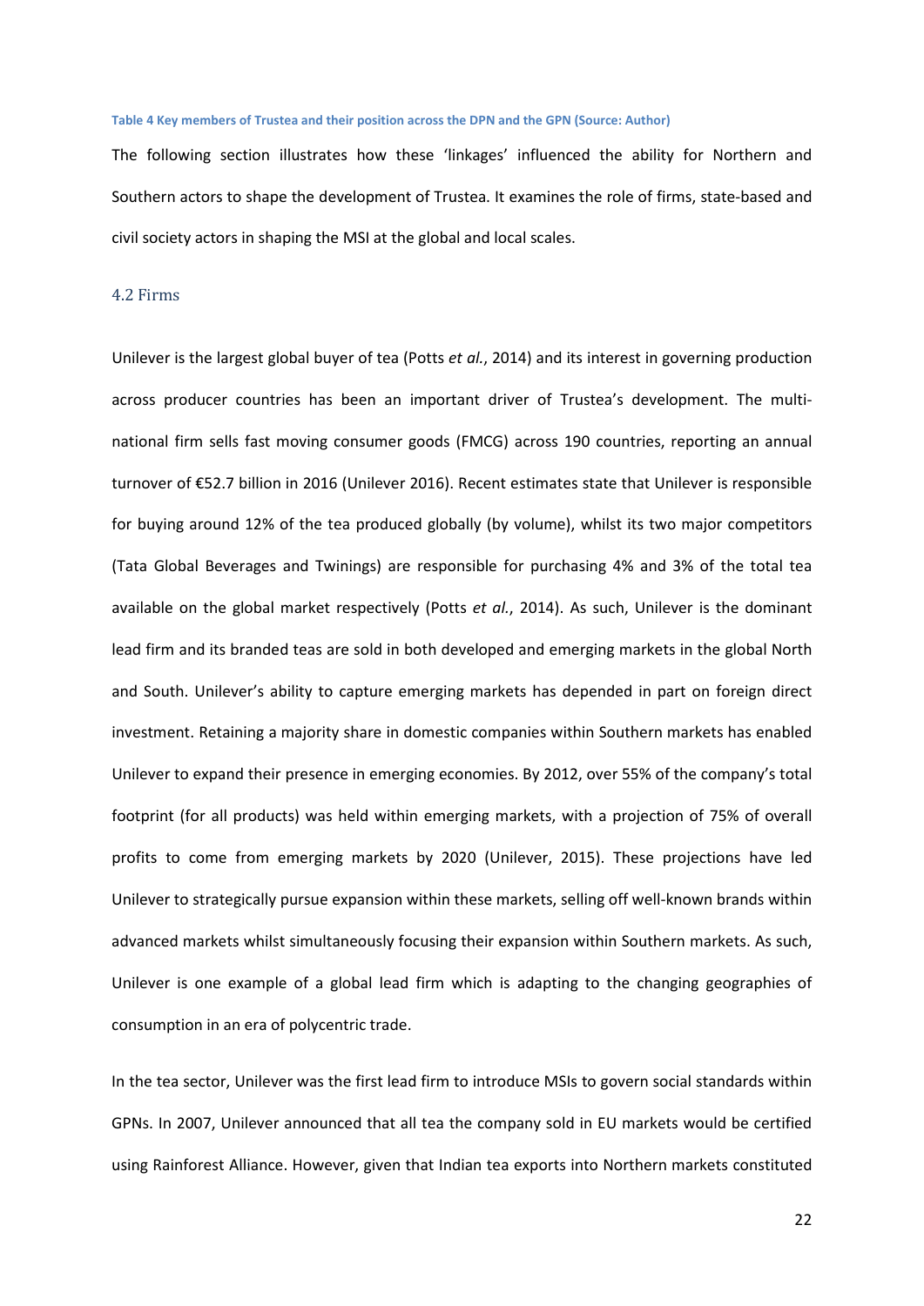**Table 4 Key members of Trustea and their position across the DPN and the GPN (Source: Author)**

The following section illustrates how these 'linkages' influenced the ability for Northern and Southern actors to shape the development of Trustea. It examines the role of firms, state-based and civil society actors in shaping the MSI at the global and local scales.

### 4.2 Firms

Unilever is the largest global buyer of tea (Potts *et al.*, 2014) and its interest in governing production across producer countries has been an important driver of Trustea's development. The multi-national firm sells fast moving consumer goods (FMCG) across 190 countries, reporting an annual turnover of €52.7 billion in 2016 (Unilever 2016). Recent estimates state that Unilever is responsible for buying around 12% of the tea produced globally (by volume), whilst its two major competitors (Tata Global Beverages and Twinings) are responsible for purchasing 4% and 3% of the total tea available on the global market respectively (Potts *et al.*, 2014). As such, Unilever is the dominant lead firm and its branded teas are sold in both developed and emerging markets in the global North and South. Unilever's ability to capture emerging markets has depended in part on foreign direct investment. Retaining a majority share in domestic companies within Southern markets has enabled Unilever to expand their presence in emerging economies. By 2012, over 55% of the company's total footprint (for all products) was held within emerging markets, with a projection of 75% of overall profits to come from emerging markets by 2020 (Unilever, 2015). These projections have led Unilever to strategically pursue expansion within these markets, selling off well-known brands within advanced markets whilst simultaneously focusing their expansion within Southern markets. As such, Unilever is one example of a global lead firm which is adapting to the changing geographies of consumption in an era of polycentric trade.

In the tea sector, Unilever was the first lead firm to introduce MSIs to govern social standards within GPNs. In 2007, Unilever announced that all tea the company sold in EU markets would be certified using Rainforest Alliance. However, given that Indian tea exports into Northern markets constituted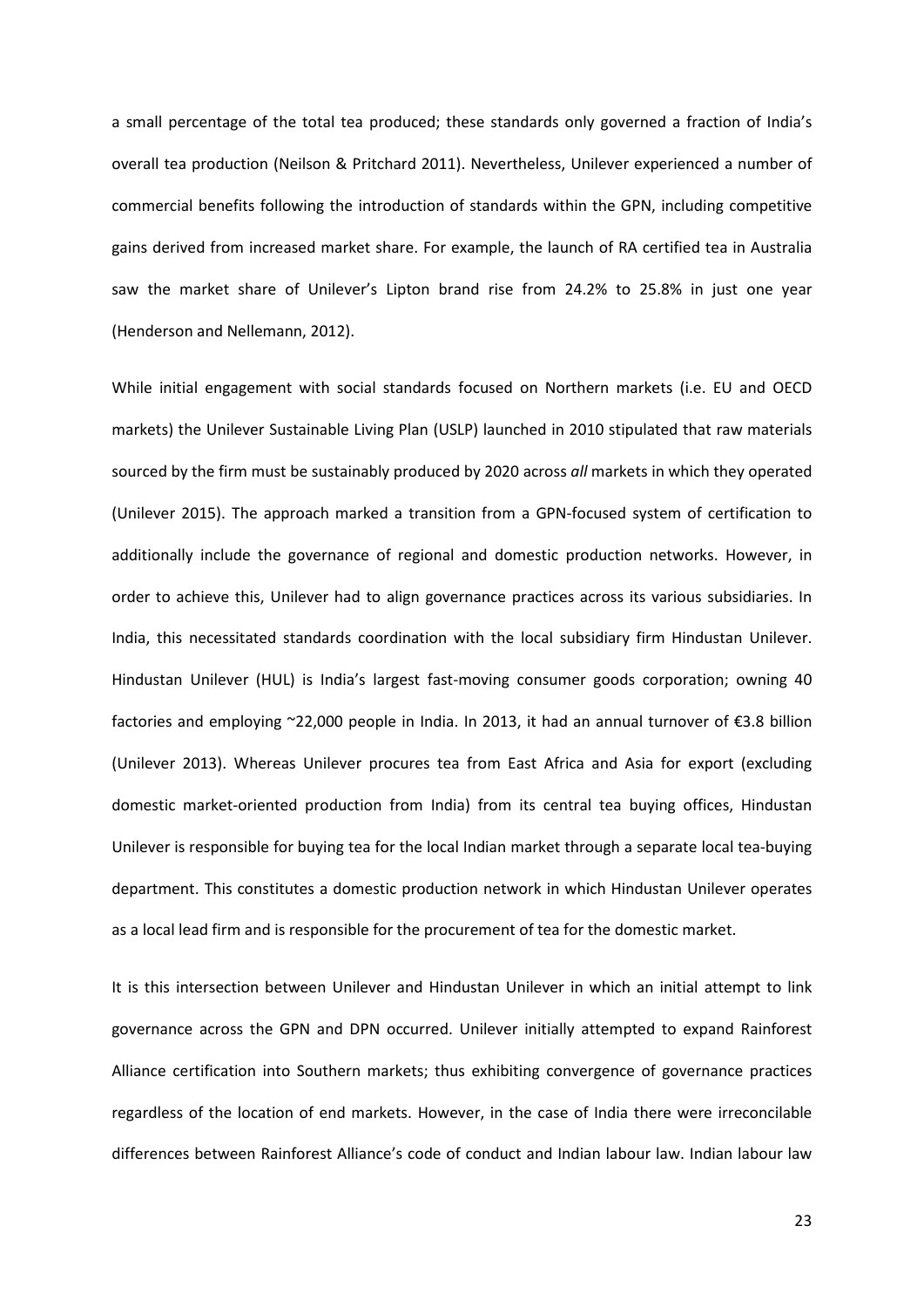a small percentage of the total tea produced; these standards only governed a fraction of India's overall tea production (Neilson & Pritchard 2011). Nevertheless, Unilever experienced a number of commercial benefits following the introduction of standards within the GPN, including competitive gains derived from increased market share. For example, the launch of RA certified tea in Australia saw the market share of Unilever's Lipton brand rise from 24.2% to 25.8% in just one year (Henderson and Nellemann, 2012).

While initial engagement with social standards focused on Northern markets (i.e. EU and OECD markets) the Unilever Sustainable Living Plan (USLP) launched in 2010 stipulated that raw materials sourced by the firm must be sustainably produced by 2020 across *all* markets in which they operated (Unilever 2015). The approach marked a transition from a GPN-focused system of certification to additionally include the governance of regional and domestic production networks. However, in order to achieve this, Unilever had to align governance practices across its various subsidiaries. In India, this necessitated standards coordination with the local subsidiary firm Hindustan Unilever. Hindustan Unilever (HUL) is India's largest fast-moving consumer goods corporation; owning 40 factories and employing ~22,000 people in India. In 2013, it had an annual turnover of €3.8 billion (Unilever 2013). Whereas Unilever procures tea from East Africa and Asia for export (excluding domestic market-oriented production from India) from its central tea buying offices, Hindustan Unilever is responsible for buying tea for the local Indian market through a separate local tea-buying department. This constitutes a domestic production network in which Hindustan Unilever operates as a local lead firm and is responsible for the procurement of tea for the domestic market.

It is this intersection between Unilever and Hindustan Unilever in which an initial attempt to link governance across the GPN and DPN occurred. Unilever initially attempted to expand Rainforest Alliance certification into Southern markets; thus exhibiting convergence of governance practices regardless of the location of end markets. However, in the case of India there were irreconcilable differences between Rainforest Alliance's code of conduct and Indian labour law. Indian labour law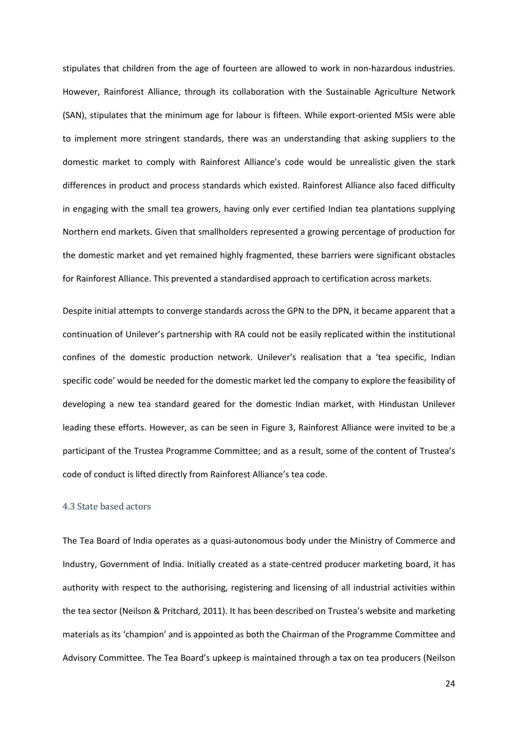stipulates that children from the age of fourteen are allowed to work in non-hazardous industries. However, Rainforest Alliance, through its collaboration with the Sustainable Agriculture Network (SAN), stipulates that the minimum age for labour is fifteen. While export-oriented MSIs were able to implement more stringent standards, there was an understanding that asking suppliers to the domestic market to comply with Rainforest Alliance's code would be unrealistic given the stark differences in product and process standards which existed. Rainforest Alliance also faced difficulty in engaging with the small tea growers, having only ever certified Indian tea plantations supplying Northern end markets. Given that smallholders represented a growing percentage of production for the domestic market and yet remained highly fragmented, these barriers were significant obstacles for Rainforest Alliance. This prevented a standardised approach to certification across markets.

Despite initial attempts to converge standards across the GPN to the DPN, it became apparent that a continuation of Unilever's partnership with RA could not be easily replicated within the institutional confines of the domestic production network. Unilever's realisation that a 'tea specific, Indian specific code' would be needed for the domestic market led the company to explore the feasibility of developing a new tea standard geared for the domestic Indian market, with Hindustan Unilever leading these efforts. However, as can be seen in Figure 3, Rainforest Alliance were invited to be a participant of the Trustea Programme Committee; and as a result, some of the content of Trustea's code of conduct is lifted directly from Rainforest Alliance's tea code.

### 4.3 State based actors

The Tea Board of India operates as a quasi-autonomous body under the Ministry of Commerce and Industry, Government of India. Initially created as a state-centred producer marketing board, it has authority with respect to the authorising, registering and licensing of all industrial activities within the tea sector (Neilson & Pritchard, 2011). It has been described on Trustea's website and marketing materials as its 'champion' and is appointed as both the Chairman of the Programme Committee and Advisory Committee. The Tea Board's upkeep is maintained through a tax on tea producers (Neilson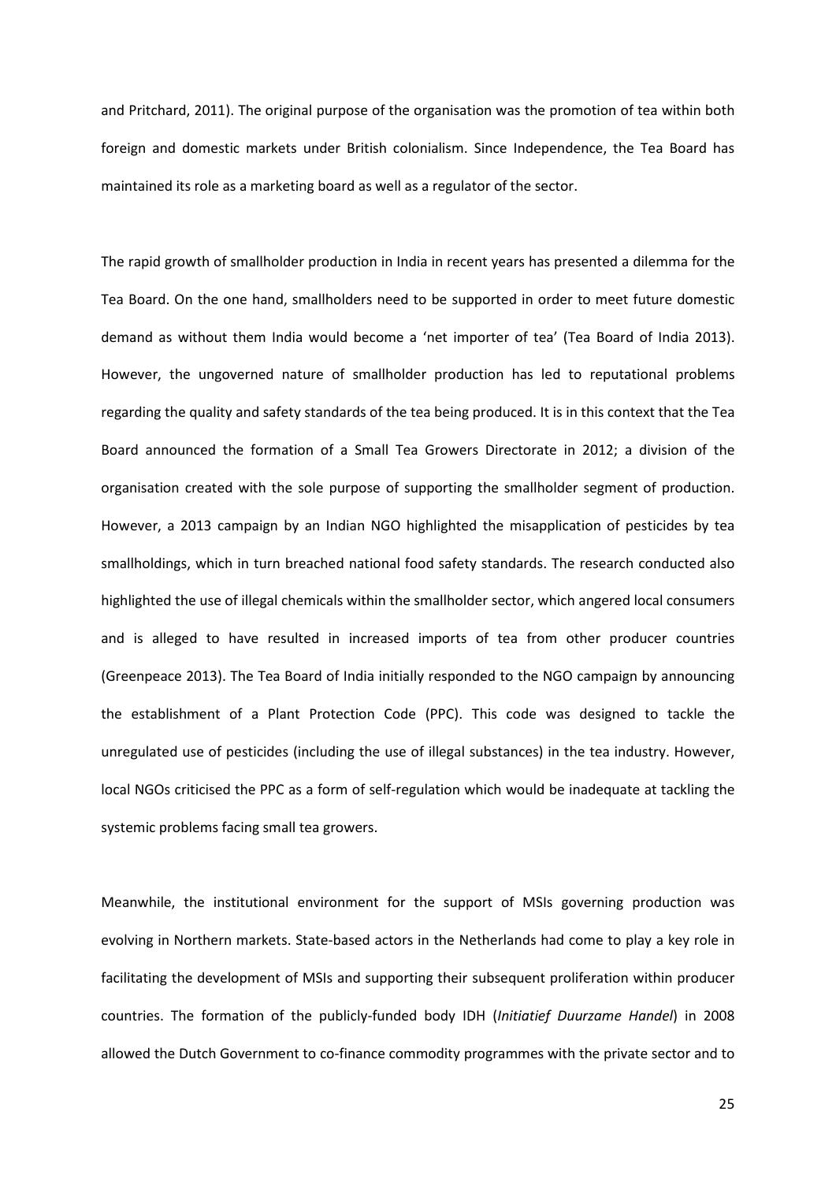and Pritchard, 2011). The original purpose of the organisation was the promotion of tea within both foreign and domestic markets under British colonialism. Since Independence, the Tea Board has maintained its role as a marketing board as well as a regulator of the sector.

The rapid growth of smallholder production in India in recent years has presented a dilemma for the Tea Board. On the one hand, smallholders need to be supported in order to meet future domestic demand as without them India would become a 'net importer of tea' (Tea Board of India 2013). However, the ungoverned nature of smallholder production has led to reputational problems regarding the quality and safety standards of the tea being produced. It is in this context that the Tea Board announced the formation of a Small Tea Growers Directorate in 2012; a division of the organisation created with the sole purpose of supporting the smallholder segment of production. However, a 2013 campaign by an Indian NGO highlighted the misapplication of pesticides by tea smallholdings, which in turn breached national food safety standards. The research conducted also highlighted the use of illegal chemicals within the smallholder sector, which angered local consumers and is alleged to have resulted in increased imports of tea from other producer countries (Greenpeace 2013). The Tea Board of India initially responded to the NGO campaign by announcing the establishment of a Plant Protection Code (PPC). This code was designed to tackle the unregulated use of pesticides (including the use of illegal substances) in the tea industry. However, local NGOs criticised the PPC as a form of self-regulation which would be inadequate at tackling the systemic problems facing small tea growers.

Meanwhile, the institutional environment for the support of MSIs governing production was evolving in Northern markets. State-based actors in the Netherlands had come to play a key role in facilitating the development of MSIs and supporting their subsequent proliferation within producer countries. The formation of the publicly-funded body IDH (*Initiatief Duurzame Handel*) in 2008 allowed the Dutch Government to co-finance commodity programmes with the private sector and to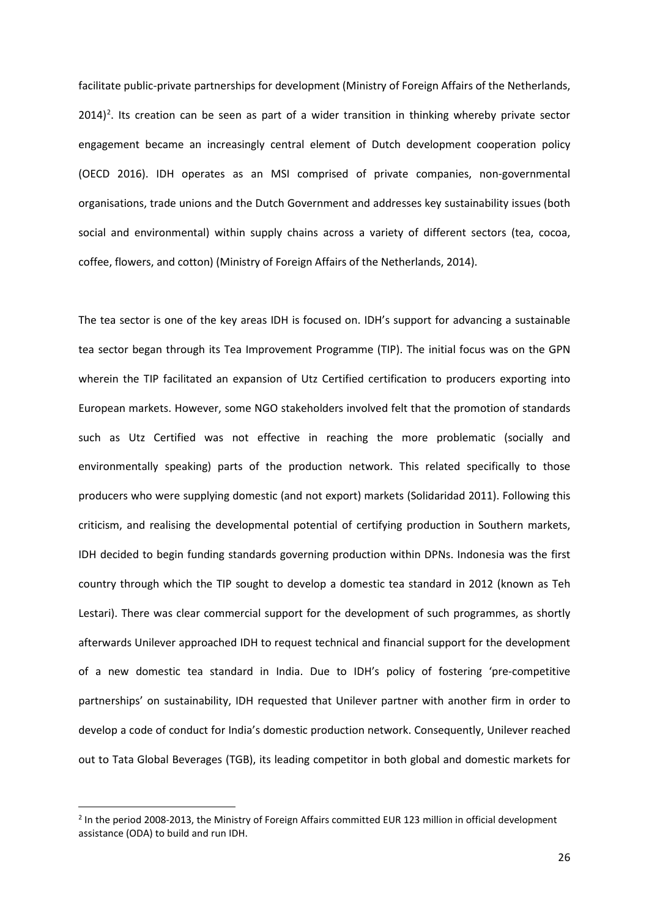facilitate public-private partnerships for development (Ministry of Foreign Affairs of the Netherlands, 2014)[2]. Its creation can be seen as part of a wider transition in thinking whereby private sector engagement became an increasingly central element of Dutch development cooperation policy (OECD 2016). IDH operates as an MSI comprised of private companies, non-governmental organisations, trade unions and the Dutch Government and addresses key sustainability issues (both social and environmental) within supply chains across a variety of different sectors (tea, cocoa, coffee, flowers, and cotton) (Ministry of Foreign Affairs of the Netherlands, 2014).

The tea sector is one of the key areas IDH is focused on. IDH's support for advancing a sustainable tea sector began through its Tea Improvement Programme (TIP). The initial focus was on the GPN wherein the TIP facilitated an expansion of Utz Certified certification to producers exporting into European markets. However, some NGO stakeholders involved felt that the promotion of standards such as Utz Certified was not effective in reaching the more problematic (socially and environmentally speaking) parts of the production network. This related specifically to those producers who were supplying domestic (and not export) markets (Solidaridad 2011). Following this criticism, and realising the developmental potential of certifying production in Southern markets, IDH decided to begin funding standards governing production within DPNs. Indonesia was the first country through which the TIP sought to develop a domestic tea standard in 2012 (known as Teh Lestari). There was clear commercial support for the development of such programmes, as shortly afterwards Unilever approached IDH to request technical and financial support for the development of a new domestic tea standard in India. Due to IDH's policy of fostering 'pre-competitive partnerships' on sustainability, IDH requested that Unilever partner with another firm in order to develop a code of conduct for India's domestic production network. Consequently, Unilever reached out to Tata Global Beverages (TGB), its leading competitor in both global and domestic markets for

[2] In the period 2008-2013, the Ministry of Foreign Affairs committed EUR 123 million in official development assistance (ODA) to build and run IDH.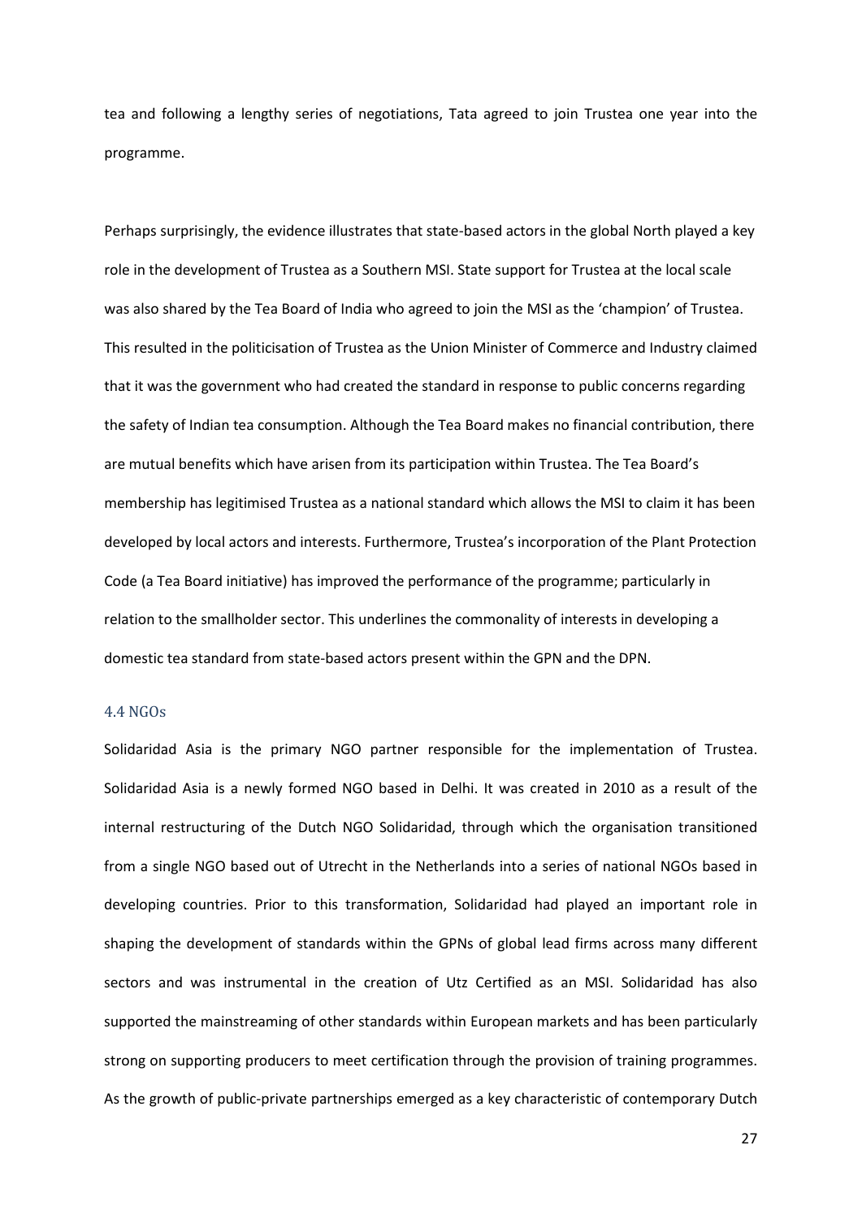tea and following a lengthy series of negotiations, Tata agreed to join Trustea one year into the programme.

Perhaps surprisingly, the evidence illustrates that state-based actors in the global North played a key role in the development of Trustea as a Southern MSI. State support for Trustea at the local scale was also shared by the Tea Board of India who agreed to join the MSI as the 'champion' of Trustea. This resulted in the politicisation of Trustea as the Union Minister of Commerce and Industry claimed that it was the government who had created the standard in response to public concerns regarding the safety of Indian tea consumption. Although the Tea Board makes no financial contribution, there are mutual benefits which have arisen from its participation within Trustea. The Tea Board's membership has legitimised Trustea as a national standard which allows the MSI to claim it has been developed by local actors and interests. Furthermore, Trustea's incorporation of the Plant Protection Code (a Tea Board initiative) has improved the performance of the programme; particularly in relation to the smallholder sector. This underlines the commonality of interests in developing a domestic tea standard from state-based actors present within the GPN and the DPN.

### 4.4 NGOs

Solidaridad Asia is the primary NGO partner responsible for the implementation of Trustea. Solidaridad Asia is a newly formed NGO based in Delhi. It was created in 2010 as a result of the internal restructuring of the Dutch NGO Solidaridad, through which the organisation transitioned from a single NGO based out of Utrecht in the Netherlands into a series of national NGOs based in developing countries. Prior to this transformation, Solidaridad had played an important role in shaping the development of standards within the GPNs of global lead firms across many different sectors and was instrumental in the creation of Utz Certified as an MSI. Solidaridad has also supported the mainstreaming of other standards within European markets and has been particularly strong on supporting producers to meet certification through the provision of training programmes. As the growth of public-private partnerships emerged as a key characteristic of contemporary Dutch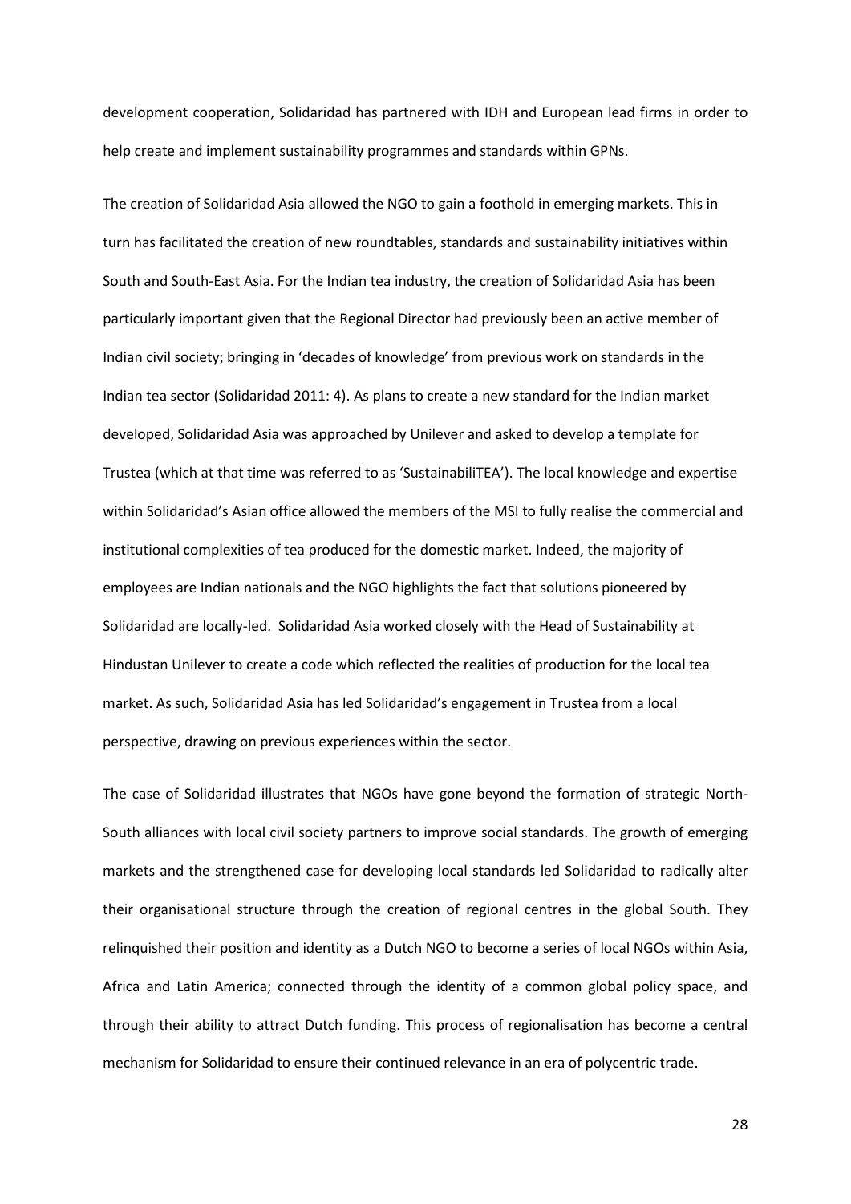development cooperation, Solidaridad has partnered with IDH and European lead firms in order to help create and implement sustainability programmes and standards within GPNs.

The creation of Solidaridad Asia allowed the NGO to gain a foothold in emerging markets. This in turn has facilitated the creation of new roundtables, standards and sustainability initiatives within South and South-East Asia. For the Indian tea industry, the creation of Solidaridad Asia has been particularly important given that the Regional Director had previously been an active member of Indian civil society; bringing in 'decades of knowledge' from previous work on standards in the Indian tea sector (Solidaridad 2011: 4). As plans to create a new standard for the Indian market developed, Solidaridad Asia was approached by Unilever and asked to develop a template for Trustea (which at that time was referred to as 'SustainabiliTEA'). The local knowledge and expertise within Solidaridad's Asian office allowed the members of the MSI to fully realise the commercial and institutional complexities of tea produced for the domestic market. Indeed, the majority of employees are Indian nationals and the NGO highlights the fact that solutions pioneered by Solidaridad are locally-led. Solidaridad Asia worked closely with the Head of Sustainability at Hindustan Unilever to create a code which reflected the realities of production for the local tea market. As such, Solidaridad Asia has led Solidaridad's engagement in Trustea from a local perspective, drawing on previous experiences within the sector.

The case of Solidaridad illustrates that NGOs have gone beyond the formation of strategic North-South alliances with local civil society partners to improve social standards. The growth of emerging markets and the strengthened case for developing local standards led Solidaridad to radically alter their organisational structure through the creation of regional centres in the global South. They relinquished their position and identity as a Dutch NGO to become a series of local NGOs within Asia, Africa and Latin America; connected through the identity of a common global policy space, and through their ability to attract Dutch funding. This process of regionalisation has become a central mechanism for Solidaridad to ensure their continued relevance in an era of polycentric trade.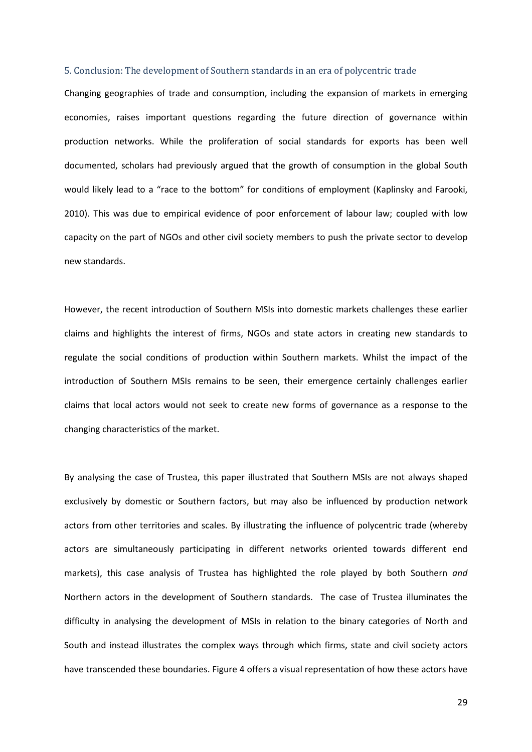## 5. Conclusion: The development of Southern standards in an era of polycentric trade

Changing geographies of trade and consumption, including the expansion of markets in emerging economies, raises important questions regarding the future direction of governance within production networks. While the proliferation of social standards for exports has been well documented, scholars had previously argued that the growth of consumption in the global South would likely lead to a "race to the bottom" for conditions of employment (Kaplinsky and Farooki, 2010). This was due to empirical evidence of poor enforcement of labour law; coupled with low capacity on the part of NGOs and other civil society members to push the private sector to develop new standards.

However, the recent introduction of Southern MSIs into domestic markets challenges these earlier claims and highlights the interest of firms, NGOs and state actors in creating new standards to regulate the social conditions of production within Southern markets. Whilst the impact of the introduction of Southern MSIs remains to be seen, their emergence certainly challenges earlier claims that local actors would not seek to create new forms of governance as a response to the changing characteristics of the market.

By analysing the case of Trustea, this paper illustrated that Southern MSIs are not always shaped exclusively by domestic or Southern factors, but may also be influenced by production network actors from other territories and scales. By illustrating the influence of polycentric trade (whereby actors are simultaneously participating in different networks oriented towards different end markets), this case analysis of Trustea has highlighted the role played by both Southern *and* Northern actors in the development of Southern standards. The case of Trustea illuminates the difficulty in analysing the development of MSIs in relation to the binary categories of North and South and instead illustrates the complex ways through which firms, state and civil society actors have transcended these boundaries. Figure 4 offers a visual representation of how these actors have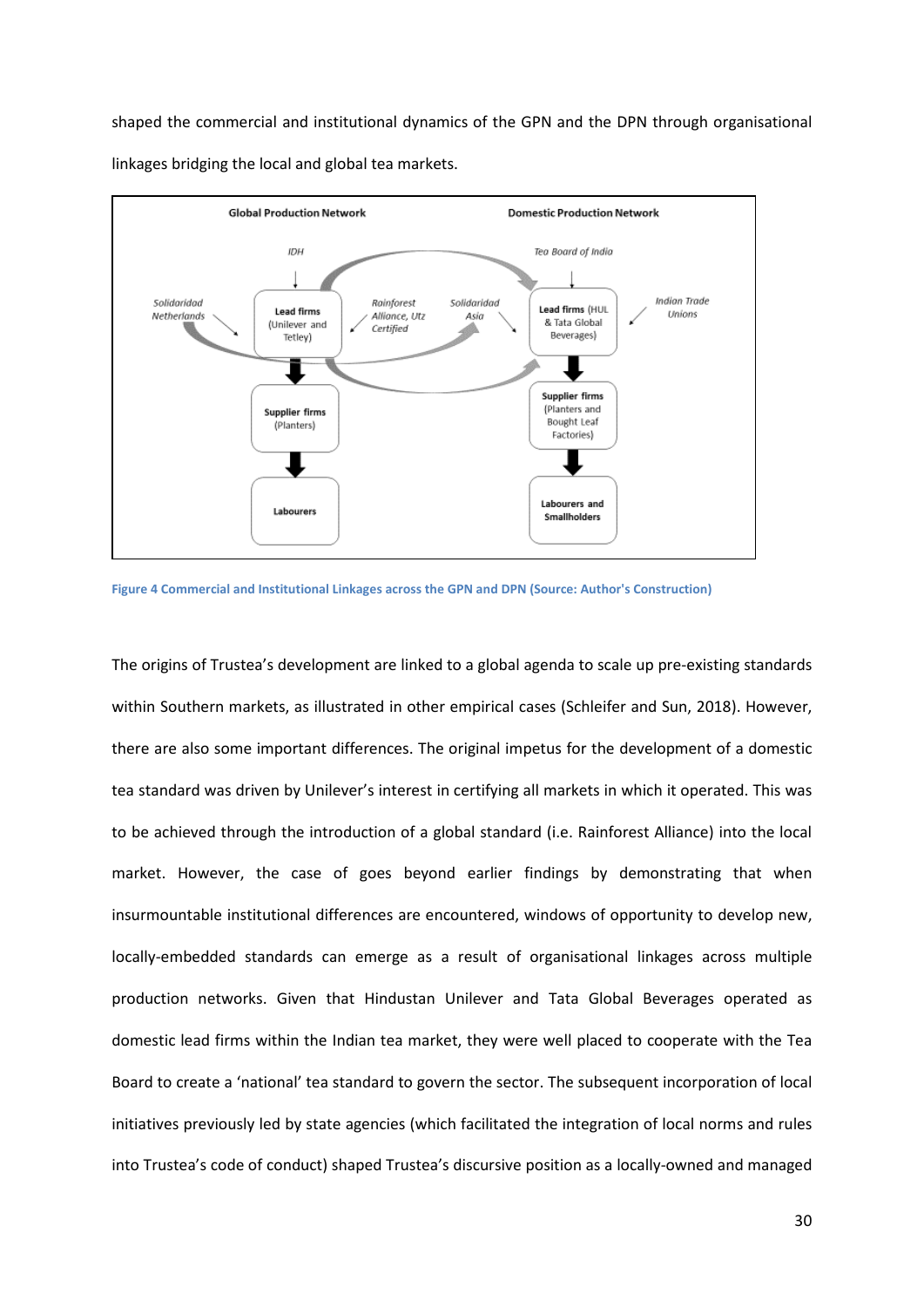shaped the commercial and institutional dynamics of the GPN and the DPN through organisational linkages bridging the local and global tea markets.

Figure 4 Commercial and Institutional Linkages across the GPN and DPN (Source: Author's Construction)

The origins of Trustea's development are linked to a global agenda to scale up pre-existing standards within Southern markets, as illustrated in other empirical cases (Schleifer and Sun, 2018). However, there are also some important differences. The original impetus for the development of a domestic tea standard was driven by Unilever's interest in certifying all markets in which it operated. This was to be achieved through the introduction of a global standard (i.e. Rainforest Alliance) into the local market. However, the case of goes beyond earlier findings by demonstrating that when insurmountable institutional differences are encountered, windows of opportunity to develop new, locally-embedded standards can emerge as a result of organisational linkages across multiple production networks. Given that Hindustan Unilever and Tata Global Beverages operated as domestic lead firms within the Indian tea market, they were well placed to cooperate with the Tea Board to create a 'national' tea standard to govern the sector. The subsequent incorporation of local initiatives previously led by state agencies (which facilitated the integration of local norms and rules into Trustea's code of conduct) shaped Trustea's discursive position as a locally-owned and managed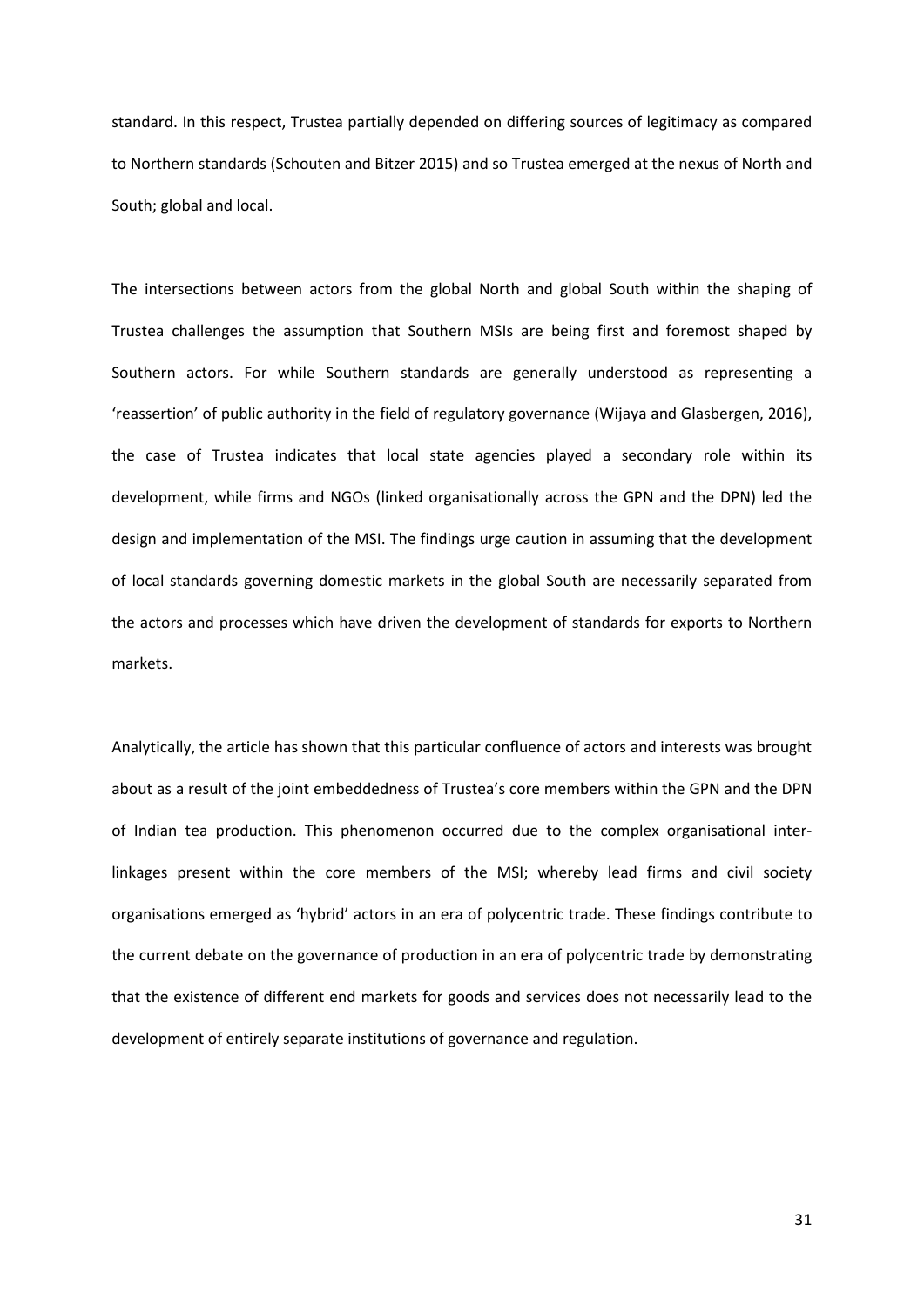standard. In this respect, Trustea partially depended on differing sources of legitimacy as compared to Northern standards (Schouten and Bitzer 2015) and so Trustea emerged at the nexus of North and South; global and local.

The intersections between actors from the global North and global South within the shaping of Trustea challenges the assumption that Southern MSIs are being first and foremost shaped by Southern actors. For while Southern standards are generally understood as representing a 'reassertion' of public authority in the field of regulatory governance (Wijaya and Glasbergen, 2016), the case of Trustea indicates that local state agencies played a secondary role within its development, while firms and NGOs (linked organisationally across the GPN and the DPN) led the design and implementation of the MSI. The findings urge caution in assuming that the development of local standards governing domestic markets in the global South are necessarily separated from the actors and processes which have driven the development of standards for exports to Northern markets.

Analytically, the article has shown that this particular confluence of actors and interests was brought about as a result of the joint embeddedness of Trustea's core members within the GPN and the DPN of Indian tea production. This phenomenon occurred due to the complex organisational inter-linkages present within the core members of the MSI; whereby lead firms and civil society organisations emerged as 'hybrid' actors in an era of polycentric trade. These findings contribute to the current debate on the governance of production in an era of polycentric trade by demonstrating that the existence of different end markets for goods and services does not necessarily lead to the development of entirely separate institutions of governance and regulation.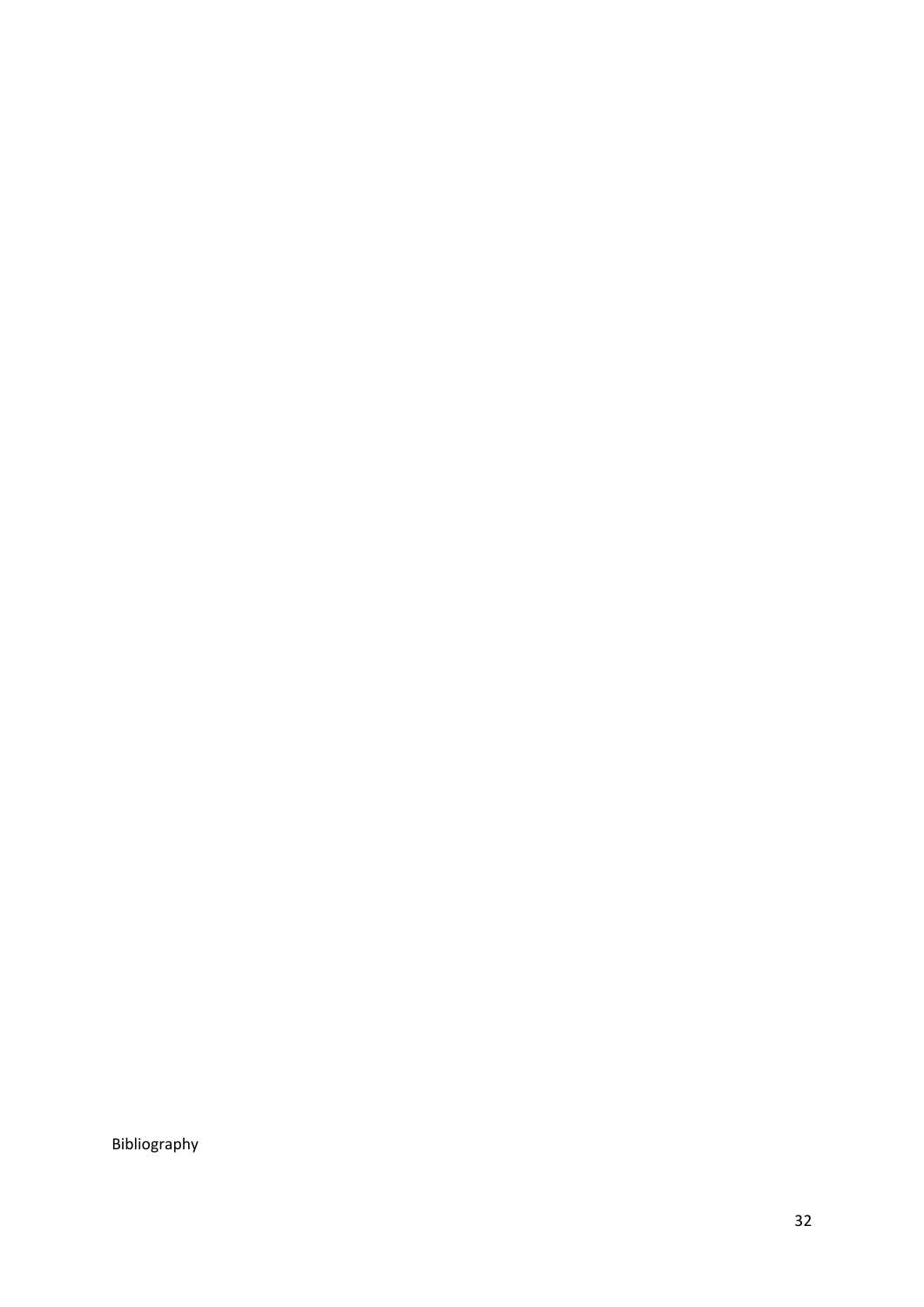Bibliography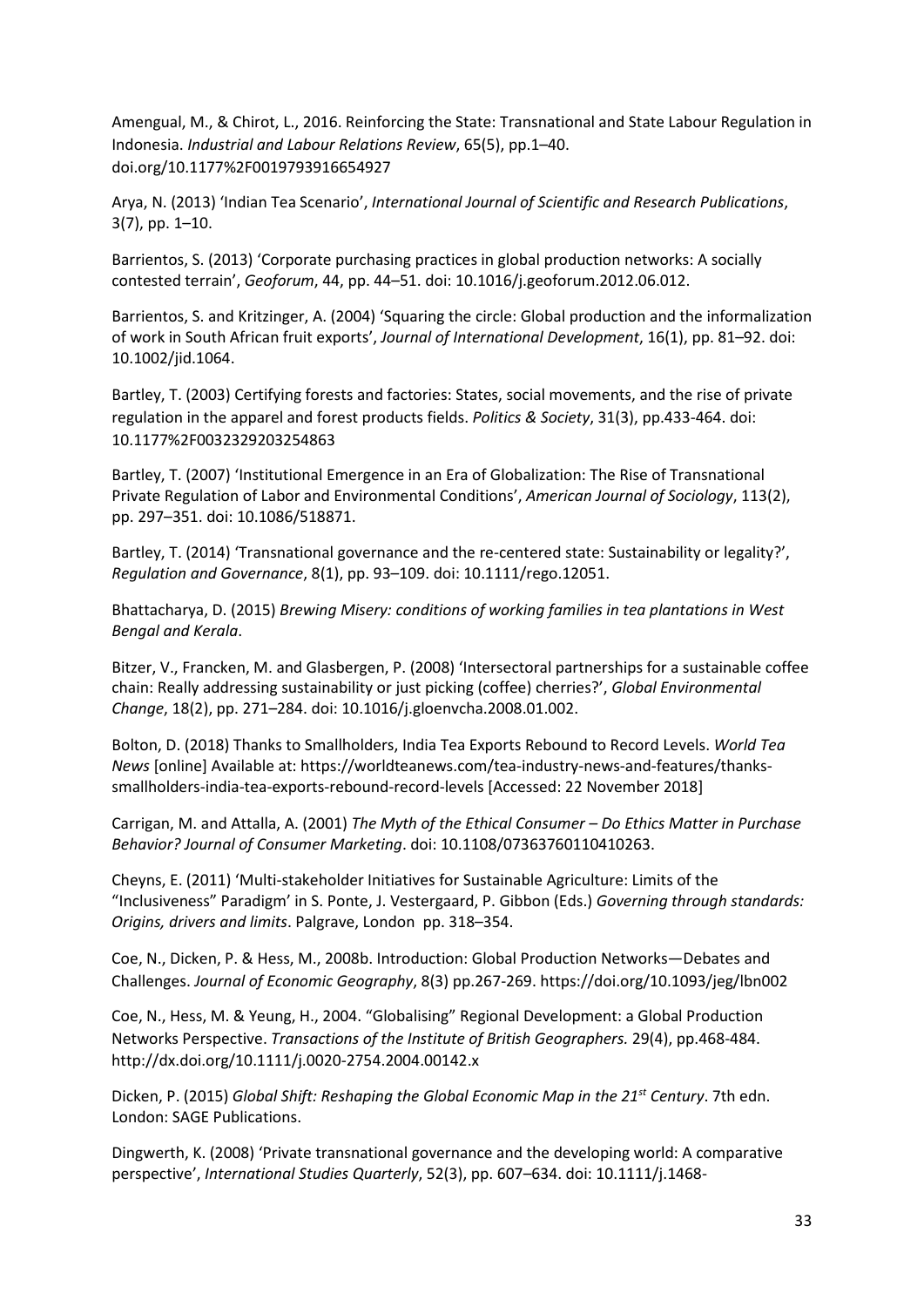Amengual, M., & Chirot, L., 2016. Reinforcing the State: Transnational and State Labour Regulation in Indonesia. *Industrial and Labour Relations Review*, 65(5), pp.1–40. doi.org/10.1177%2F0019793916654927

Arya, N. (2013) 'Indian Tea Scenario', *International Journal of Scientific and Research Publications*, 3(7), pp. 1–10.

Barrientos, S. (2013) 'Corporate purchasing practices in global production networks: A socially contested terrain', *Geoforum*, 44, pp. 44–51. doi: 10.1016/j.geoforum.2012.06.012.

Barrientos, S. and Kritzinger, A. (2004) 'Squaring the circle: Global production and the informalization of work in South African fruit exports', *Journal of International Development*, 16(1), pp. 81–92. doi: 10.1002/jid.1064.

Bartley, T. (2003) Certifying forests and factories: States, social movements, and the rise of private regulation in the apparel and forest products fields. *Politics & Society*, 31(3), pp.433-464. doi: 10.1177%2F0032329203254863

Bartley, T. (2007) 'Institutional Emergence in an Era of Globalization: The Rise of Transnational Private Regulation of Labor and Environmental Conditions', *American Journal of Sociology*, 113(2), pp. 297–351. doi: 10.1086/518871.

Bartley, T. (2014) 'Transnational governance and the re-centered state: Sustainability or legality?', *Regulation and Governance*, 8(1), pp. 93–109. doi: 10.1111/rego.12051.

Bhattacharya, D. (2015) *Brewing Misery: conditions of working families in tea plantations in West Bengal and Kerala*.

Bitzer, V., Francken, M. and Glasbergen, P. (2008) 'Intersectoral partnerships for a sustainable coffee chain: Really addressing sustainability or just picking (coffee) cherries?', *Global Environmental Change*, 18(2), pp. 271–284. doi: 10.1016/j.gloenvcha.2008.01.002.

Bolton, D. (2018) Thanks to Smallholders, India Tea Exports Rebound to Record Levels. *World Tea News* [online] Available at: https://worldteanews.com/tea-industry-news-and-features/thanks-smallholders-india-tea-exports-rebound-record-levels [Accessed: 22 November 2018]

Carrigan, M. and Attalla, A. (2001) *The Myth of the Ethical Consumer – Do Ethics Matter in Purchase Behavior? Journal of Consumer Marketing*. doi: 10.1108/07363760110410263.

Cheyns, E. (2011) 'Multi-stakeholder Initiatives for Sustainable Agriculture: Limits of the "Inclusiveness" Paradigm' in S. Ponte, J. Vestergaard, P. Gibbon (Eds.) *Governing through standards: Origins, drivers and limits*. Palgrave, London pp. 318–354.

Coe, N., Dicken, P. & Hess, M., 2008b. Introduction: Global Production Networks—Debates and Challenges. *Journal of Economic Geography*, 8(3) pp.267-269. https://doi.org/10.1093/jeg/lbn002

Coe, N., Hess, M. & Yeung, H., 2004. "Globalising" Regional Development: a Global Production Networks Perspective. *Transactions of the Institute of British Geographers.* 29(4), pp.468-484. http://dx.doi.org/10.1111/j.0020-2754.2004.00142.x

Dicken, P. (2015) *Global Shift: Reshaping the Global Economic Map in the 21st Century*. 7th edn. London: SAGE Publications.

Dingwerth, K. (2008) 'Private transnational governance and the developing world: A comparative perspective', *International Studies Quarterly*, 52(3), pp. 607–634. doi: 10.1111/j.1468-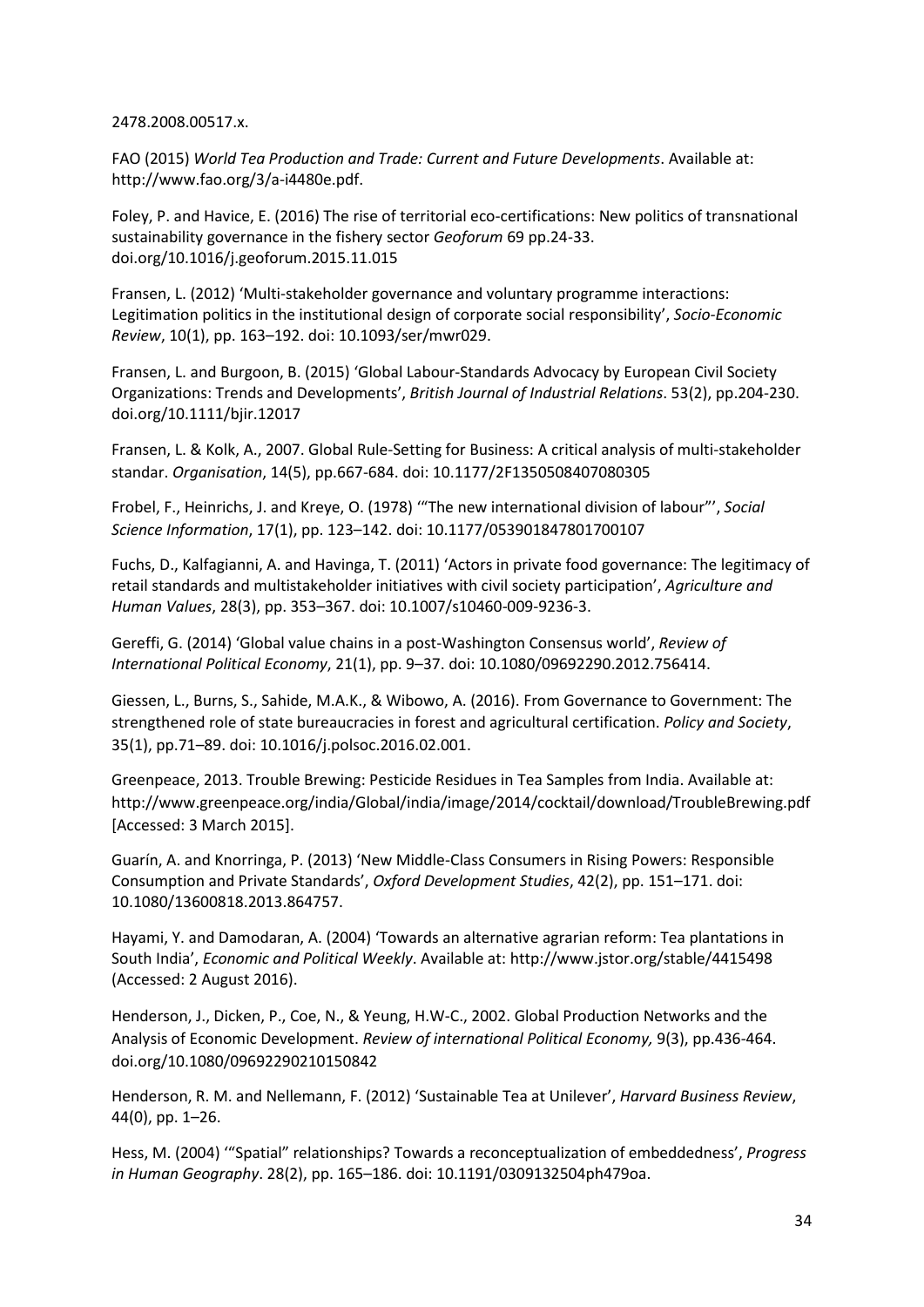2478.2008.00517.x.

FAO (2015) *World Tea Production and Trade: Current and Future Developments*. Available at: http://www.fao.org/3/a-i4480e.pdf.

Foley, P. and Havice, E. (2016) The rise of territorial eco-certifications: New politics of transnational sustainability governance in the fishery sector *Geoforum* 69 pp.24-33. doi.org/10.1016/j.geoforum.2015.11.015

Fransen, L. (2012) 'Multi-stakeholder governance and voluntary programme interactions: Legitimation politics in the institutional design of corporate social responsibility', *Socio-Economic Review*, 10(1), pp. 163–192. doi: 10.1093/ser/mwr029.

Fransen, L. and Burgoon, B. (2015) 'Global Labour-Standards Advocacy by European Civil Society Organizations: Trends and Developments', *British Journal of Industrial Relations*. 53(2), pp.204-230. doi.org/10.1111/bjir.12017

Fransen, L. & Kolk, A., 2007. Global Rule-Setting for Business: A critical analysis of multi-stakeholder standar. *Organisation*, 14(5), pp.667-684. doi: 10.1177/2F1350508407080305

Frobel, F., Heinrichs, J. and Kreye, O. (1978) '"The new international division of labour"', *Social Science Information*, 17(1), pp. 123–142. doi: 10.1177/053901847801700107

Fuchs, D., Kalfagianni, A. and Havinga, T. (2011) 'Actors in private food governance: The legitimacy of retail standards and multistakeholder initiatives with civil society participation', *Agriculture and Human Values*, 28(3), pp. 353–367. doi: 10.1007/s10460-009-9236-3.

Gereffi, G. (2014) 'Global value chains in a post-Washington Consensus world', *Review of International Political Economy*, 21(1), pp. 9–37. doi: 10.1080/09692290.2012.756414.

Giessen, L., Burns, S., Sahide, M.A.K., & Wibowo, A. (2016). From Governance to Government: The strengthened role of state bureaucracies in forest and agricultural certification. *Policy and Society*, 35(1), pp.71–89. doi: 10.1016/j.polsoc.2016.02.001.

Greenpeace, 2013. Trouble Brewing: Pesticide Residues in Tea Samples from India. Available at: http://www.greenpeace.org/india/Global/india/image/2014/cocktail/download/TroubleBrewing.pdf [Accessed: 3 March 2015].

Guarín, A. and Knorringa, P. (2013) 'New Middle-Class Consumers in Rising Powers: Responsible Consumption and Private Standards', *Oxford Development Studies*, 42(2), pp. 151–171. doi: 10.1080/13600818.2013.864757.

Hayami, Y. and Damodaran, A. (2004) 'Towards an alternative agrarian reform: Tea plantations in South India', *Economic and Political Weekly*. Available at: http://www.jstor.org/stable/4415498 (Accessed: 2 August 2016).

Henderson, J., Dicken, P., Coe, N., & Yeung, H.W-C., 2002. Global Production Networks and the Analysis of Economic Development. *Review of international Political Economy,* 9(3), pp.436-464. doi.org/10.1080/09692290210150842

Henderson, R. M. and Nellemann, F. (2012) 'Sustainable Tea at Unilever', *Harvard Business Review*, 44(0), pp. 1–26.

Hess, M. (2004) '"Spatial" relationships? Towards a reconceptualization of embeddedness', *Progress in Human Geography*. 28(2), pp. 165–186. doi: 10.1191/0309132504ph479oa.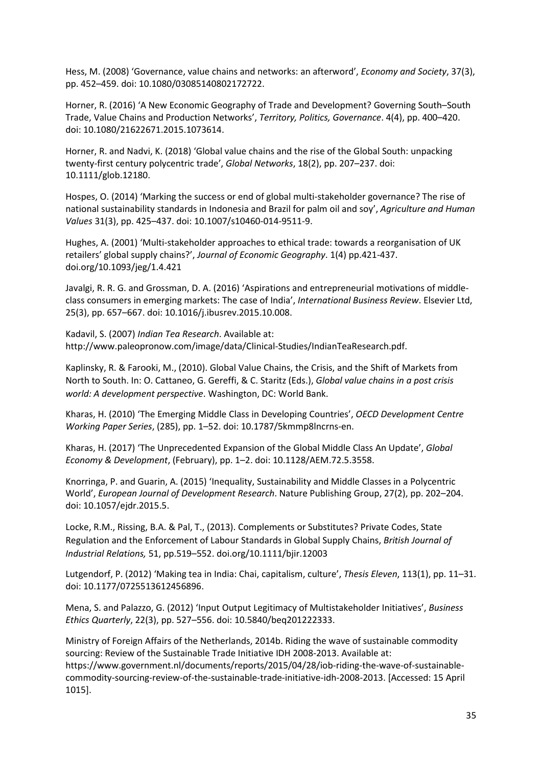Hess, M. (2008) 'Governance, value chains and networks: an afterword', *Economy and Society*, 37(3), pp. 452–459. doi: 10.1080/03085140802172722.

Horner, R. (2016) 'A New Economic Geography of Trade and Development? Governing South–South Trade, Value Chains and Production Networks', *Territory, Politics, Governance*. 4(4), pp. 400–420. doi: 10.1080/21622671.2015.1073614.

Horner, R. and Nadvi, K. (2018) 'Global value chains and the rise of the Global South: unpacking twenty-first century polycentric trade', *Global Networks*, 18(2), pp. 207–237. doi: 10.1111/glob.12180.

Hospes, O. (2014) 'Marking the success or end of global multi-stakeholder governance? The rise of national sustainability standards in Indonesia and Brazil for palm oil and soy', *Agriculture and Human Values* 31(3), pp. 425–437. doi: 10.1007/s10460-014-9511-9.

Hughes, A. (2001) 'Multi-stakeholder approaches to ethical trade: towards a reorganisation of UK retailers' global supply chains?', *Journal of Economic Geography*. 1(4) pp.421-437. doi.org/10.1093/jeg/1.4.421

Javalgi, R. R. G. and Grossman, D. A. (2016) 'Aspirations and entrepreneurial motivations of middle-class consumers in emerging markets: The case of India', *International Business Review*. Elsevier Ltd, 25(3), pp. 657–667. doi: 10.1016/j.ibusrev.2015.10.008.

Kadavil, S. (2007) *Indian Tea Research*. Available at: http://www.paleopronow.com/image/data/Clinical-Studies/IndianTeaResearch.pdf.

Kaplinsky, R. & Farooki, M., (2010). Global Value Chains, the Crisis, and the Shift of Markets from North to South. In: O. Cattaneo, G. Gereffi, & C. Staritz (Eds.), *Global value chains in a post crisis world: A development perspective*. Washington, DC: World Bank.

Kharas, H. (2010) 'The Emerging Middle Class in Developing Countries', *OECD Development Centre Working Paper Series*, (285), pp. 1–52. doi: 10.1787/5kmmp8lncrns-en.

Kharas, H. (2017) 'The Unprecedented Expansion of the Global Middle Class An Update', *Global Economy & Development*, (February), pp. 1–2. doi: 10.1128/AEM.72.5.3558.

Knorringa, P. and Guarin, A. (2015) 'Inequality, Sustainability and Middle Classes in a Polycentric World', *European Journal of Development Research*. Nature Publishing Group, 27(2), pp. 202–204. doi: 10.1057/ejdr.2015.5.

Locke, R.M., Rissing, B.A. & Pal, T., (2013). Complements or Substitutes? Private Codes, State Regulation and the Enforcement of Labour Standards in Global Supply Chains, *British Journal of Industrial Relations,* 51, pp.519–552. doi.org/10.1111/bjir.12003

Lutgendorf, P. (2012) 'Making tea in India: Chai, capitalism, culture', *Thesis Eleven*, 113(1), pp. 11–31. doi: 10.1177/0725513612456896.

Mena, S. and Palazzo, G. (2012) 'Input Output Legitimacy of Multistakeholder Initiatives', *Business Ethics Quarterly*, 22(3), pp. 527–556. doi: 10.5840/beq201222333.

Ministry of Foreign Affairs of the Netherlands, 2014b. Riding the wave of sustainable commodity sourcing: Review of the Sustainable Trade Initiative IDH 2008-2013. Available at: https://www.government.nl/documents/reports/2015/04/28/iob-riding-the-wave-of-sustainable-commodity-sourcing-review-of-the-sustainable-trade-initiative-idh-2008-2013. [Accessed: 15 April 1015].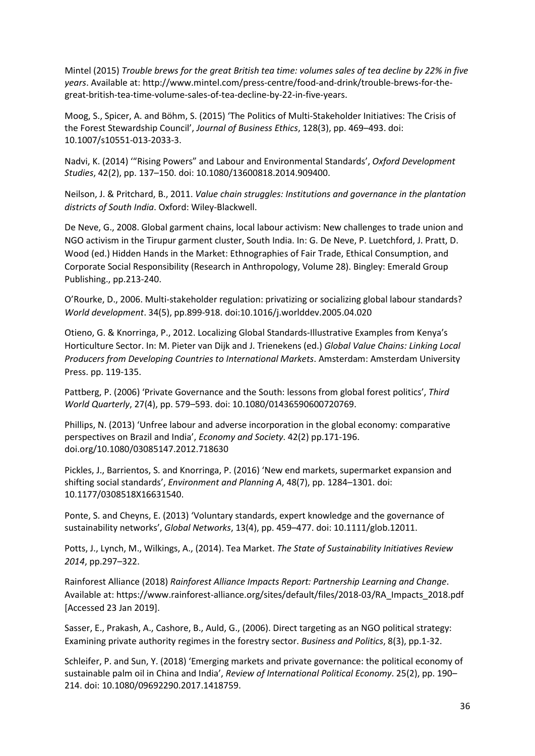Mintel (2015) *Trouble brews for the great British tea time: volumes sales of tea decline by 22% in five years*. Available at: http://www.mintel.com/press-centre/food-and-drink/trouble-brews-for-the-great-british-tea-time-volume-sales-of-tea-decline-by-22-in-five-years.

Moog, S., Spicer, A. and Böhm, S. (2015) 'The Politics of Multi-Stakeholder Initiatives: The Crisis of the Forest Stewardship Council', *Journal of Business Ethics*, 128(3), pp. 469–493. doi: 10.1007/s10551-013-2033-3.

Nadvi, K. (2014) '"Rising Powers" and Labour and Environmental Standards', *Oxford Development Studies*, 42(2), pp. 137–150. doi: 10.1080/13600818.2014.909400.

Neilson, J. & Pritchard, B., 2011. *Value chain struggles: Institutions and governance in the plantation districts of South India*. Oxford: Wiley-Blackwell.

De Neve, G., 2008. Global garment chains, local labour activism: New challenges to trade union and NGO activism in the Tirupur garment cluster, South India. In: G. De Neve, P. Luetchford, J. Pratt, D. Wood (ed.) Hidden Hands in the Market: Ethnographies of Fair Trade, Ethical Consumption, and Corporate Social Responsibility (Research in Anthropology, Volume 28). Bingley: Emerald Group Publishing., pp.213-240.

O'Rourke, D., 2006. Multi-stakeholder regulation: privatizing or socializing global labour standards? *World development*. 34(5), pp.899-918. doi:10.1016/j.worlddev.2005.04.020

Otieno, G. & Knorringa, P., 2012. Localizing Global Standards-Illustrative Examples from Kenya's Horticulture Sector. In: M. Pieter van Dijk and J. Trienekens (ed.) *Global Value Chains: Linking Local Producers from Developing Countries to International Markets*. Amsterdam: Amsterdam University Press. pp. 119-135.

Pattberg, P. (2006) 'Private Governance and the South: lessons from global forest politics', *Third World Quarterly*, 27(4), pp. 579–593. doi: 10.1080/01436590600720769.

Phillips, N. (2013) 'Unfree labour and adverse incorporation in the global economy: comparative perspectives on Brazil and India', *Economy and Society*. 42(2) pp.171-196. doi.org/10.1080/03085147.2012.718630

Pickles, J., Barrientos, S. and Knorringa, P. (2016) 'New end markets, supermarket expansion and shifting social standards', *Environment and Planning A*, 48(7), pp. 1284–1301. doi: 10.1177/0308518X16631540.

Ponte, S. and Cheyns, E. (2013) 'Voluntary standards, expert knowledge and the governance of sustainability networks', *Global Networks*, 13(4), pp. 459–477. doi: 10.1111/glob.12011.

Potts, J., Lynch, M., Wilkings, A., (2014). Tea Market. *The State of Sustainability Initiatives Review 2014*, pp.297–322.

Rainforest Alliance (2018) *Rainforest Alliance Impacts Report: Partnership Learning and Change*. Available at: https://www.rainforest-alliance.org/sites/default/files/2018-03/RA_Impacts_2018.pdf [Accessed 23 Jan 2019].

Sasser, E., Prakash, A., Cashore, B., Auld, G., (2006). Direct targeting as an NGO political strategy: Examining private authority regimes in the forestry sector. *Business and Politics*, 8(3), pp.1-32.

Schleifer, P. and Sun, Y. (2018) 'Emerging markets and private governance: the political economy of sustainable palm oil in China and India', *Review of International Political Economy*. 25(2), pp. 190–214. doi: 10.1080/09692290.2017.1418759.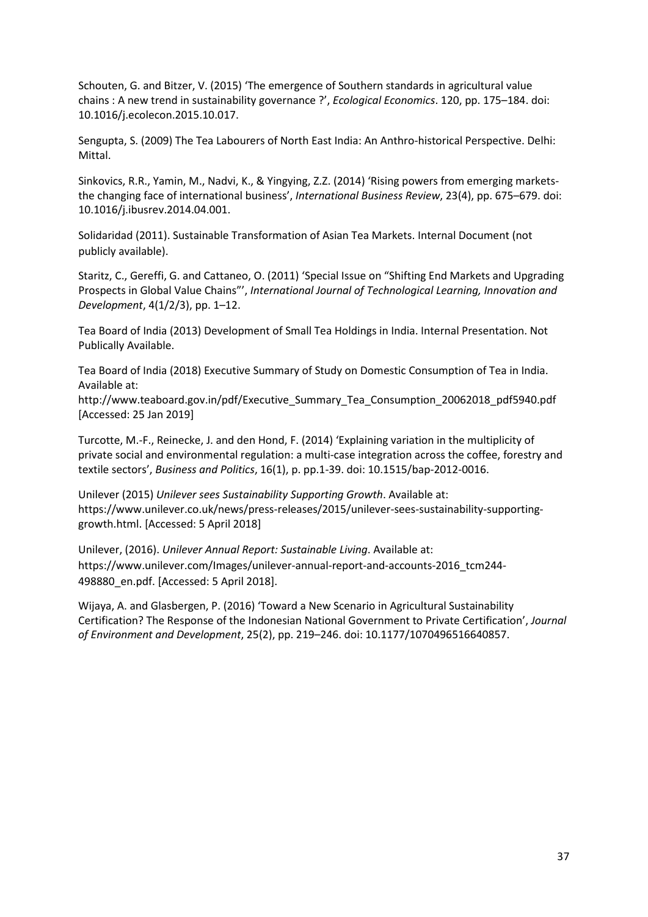Schouten, G. and Bitzer, V. (2015) ‘The emergence of Southern standards in agricultural value chains : A new trend in sustainability governance ?’, *Ecological Economics*. 120, pp. 175–184. doi: 10.1016/j.ecolecon.2015.10.017.

Sengupta, S. (2009) The Tea Labourers of North East India: An Anthro-historical Perspective. Delhi: Mittal.

Sinkovics, R.R., Yamin, M., Nadvi, K., & Yingying, Z.Z. (2014) ‘Rising powers from emerging markets- the changing face of international business’, *International Business Review*, 23(4), pp. 675–679. doi: 10.1016/j.ibusrev.2014.04.001.

Solidaridad (2011). Sustainable Transformation of Asian Tea Markets. Internal Document (not publicly available).

Staritz, C., Gereffi, G. and Cattaneo, O. (2011) ‘Special Issue on “Shifting End Markets and Upgrading Prospects in Global Value Chains”’, *International Journal of Technological Learning, Innovation and Development*, 4(1/2/3), pp. 1–12.

Tea Board of India (2013) Development of Small Tea Holdings in India. Internal Presentation. Not Publically Available.

Tea Board of India (2018) Executive Summary of Study on Domestic Consumption of Tea in India. Available at: http://www.teaboard.gov.in/pdf/Executive_Summary_Tea_Consumption_20062018_pdf5940.pdf [Accessed: 25 Jan 2019]

Turcotte, M.-F., Reinecke, J. and den Hond, F. (2014) ‘Explaining variation in the multiplicity of private social and environmental regulation: a multi-case integration across the coffee, forestry and textile sectors’, *Business and Politics*, 16(1), p. pp.1-39. doi: 10.1515/bap-2012-0016.

Unilever (2015) *Unilever sees Sustainability Supporting Growth*. Available at: https://www.unilever.co.uk/news/press-releases/2015/unilever-sees-sustainability-supporting-growth.html. [Accessed: 5 April 2018]

Unilever, (2016). *Unilever Annual Report: Sustainable Living*. Available at: https://www.unilever.com/Images/unilever-annual-report-and-accounts-2016_tcm244-498880_en.pdf. [Accessed: 5 April 2018].

Wijaya, A. and Glasbergen, P. (2016) ‘Toward a New Scenario in Agricultural Sustainability Certification? The Response of the Indonesian National Government to Private Certification’, *Journal of Environment and Development*, 25(2), pp. 219–246. doi: 10.1177/1070496516640857.